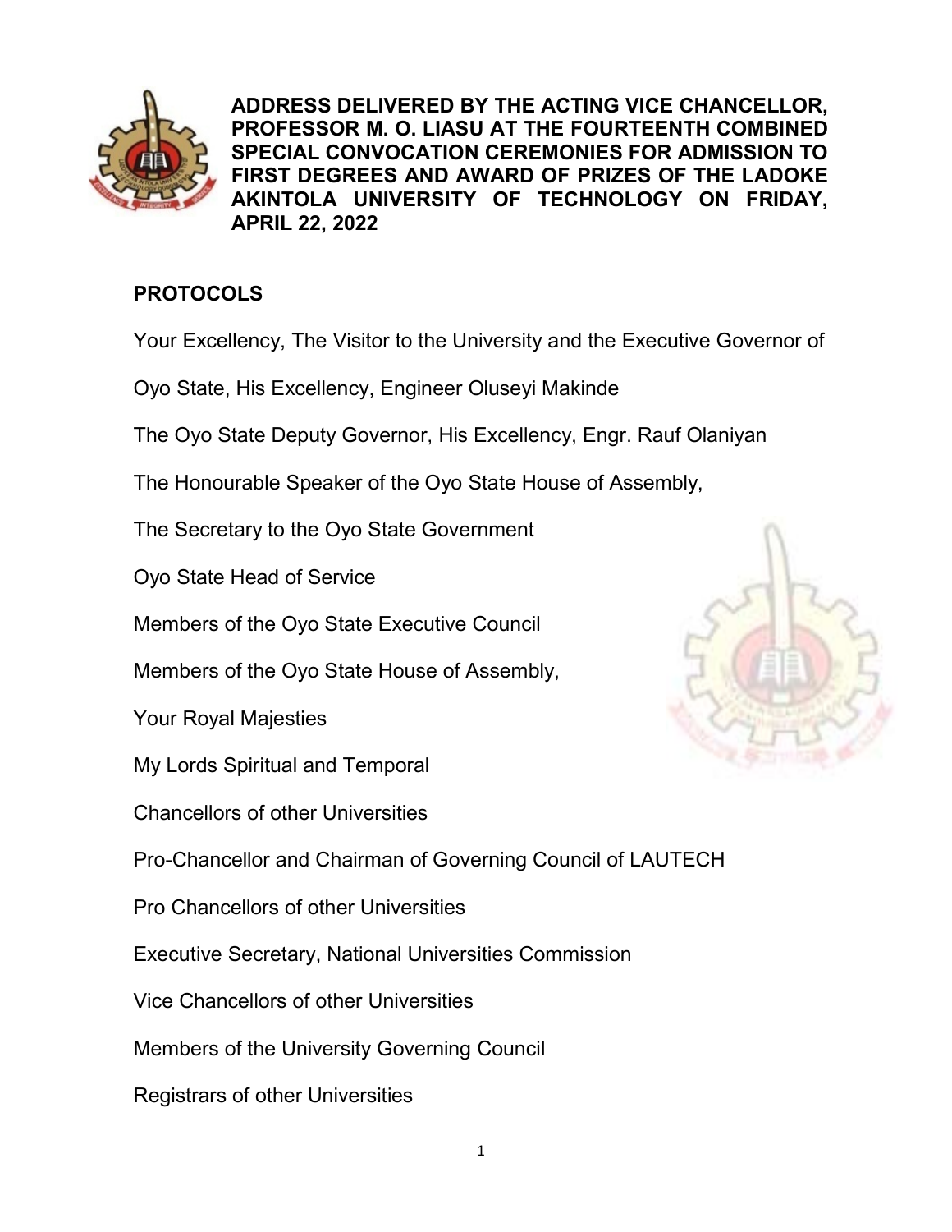**ADDRESS DELIVERED BY THE ACTING VICE CHANCELLOR, PROFESSOR M. O. LIASU AT THE FOURTEENTH COMBINED SPECIAL CONVOCATION CEREMONIES FOR ADMISSION TO FIRST DEGREES AND AWARD OF PRIZES OF THE LADOKE AKINTOLA UNIVERSITY OF TECHNOLOGY ON FRIDAY, APRIL 22, 2022**

**PROTOCOLS**

Your Excellency, The Visitor to the University and the Executive Governor of Oyo State, His Excellency, Engineer Oluseyi Makinde

The Oyo State Deputy Governor, His Excellency, Engr. Rauf Olaniyan

The Honourable Speaker of the Oyo State House of Assembly,

The Secretary to the Oyo State Government

Oyo State Head of Service

Members of the Oyo State Executive Council

Members of the Oyo State House of Assembly,

Your Royal Majesties

My Lords Spiritual and Temporal

Chancellors of other Universities

Pro-Chancellor and Chairman of Governing Council of LAUTECH

Pro Chancellors of other Universities

Executive Secretary, National Universities Commission

Vice Chancellors of other Universities

Members of the University Governing Council

Registrars of other Universities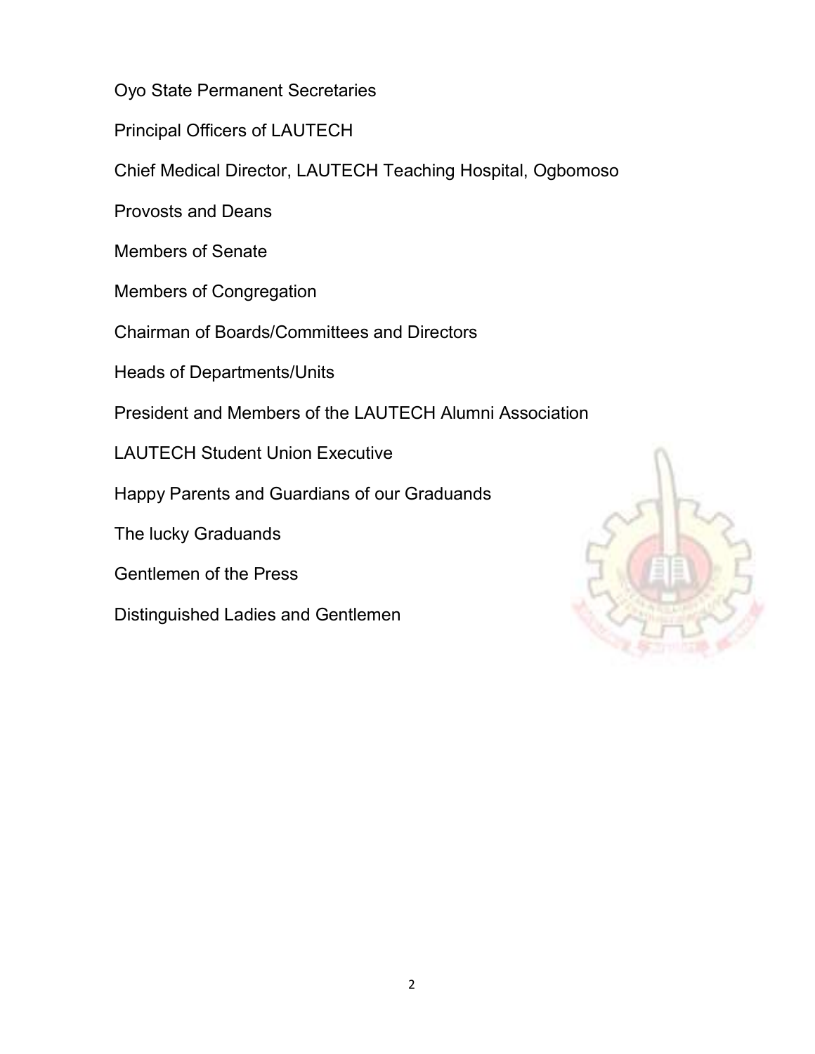Oyo State Permanent Secretaries

Principal Officers of LAUTECH

Chief Medical Director, LAUTECH Teaching Hospital, Ogbomoso

Provosts and Deans

Members of Senate

Members of Congregation

Chairman of Boards/Committees and Directors

Heads of Departments/Units

President and Members of the LAUTECH Alumni Association

LAUTECH Student Union Executive

Happy Parents and Guardians of our Graduands

The lucky Graduands

Gentlemen of the Press

Distinguished Ladies and Gentlemen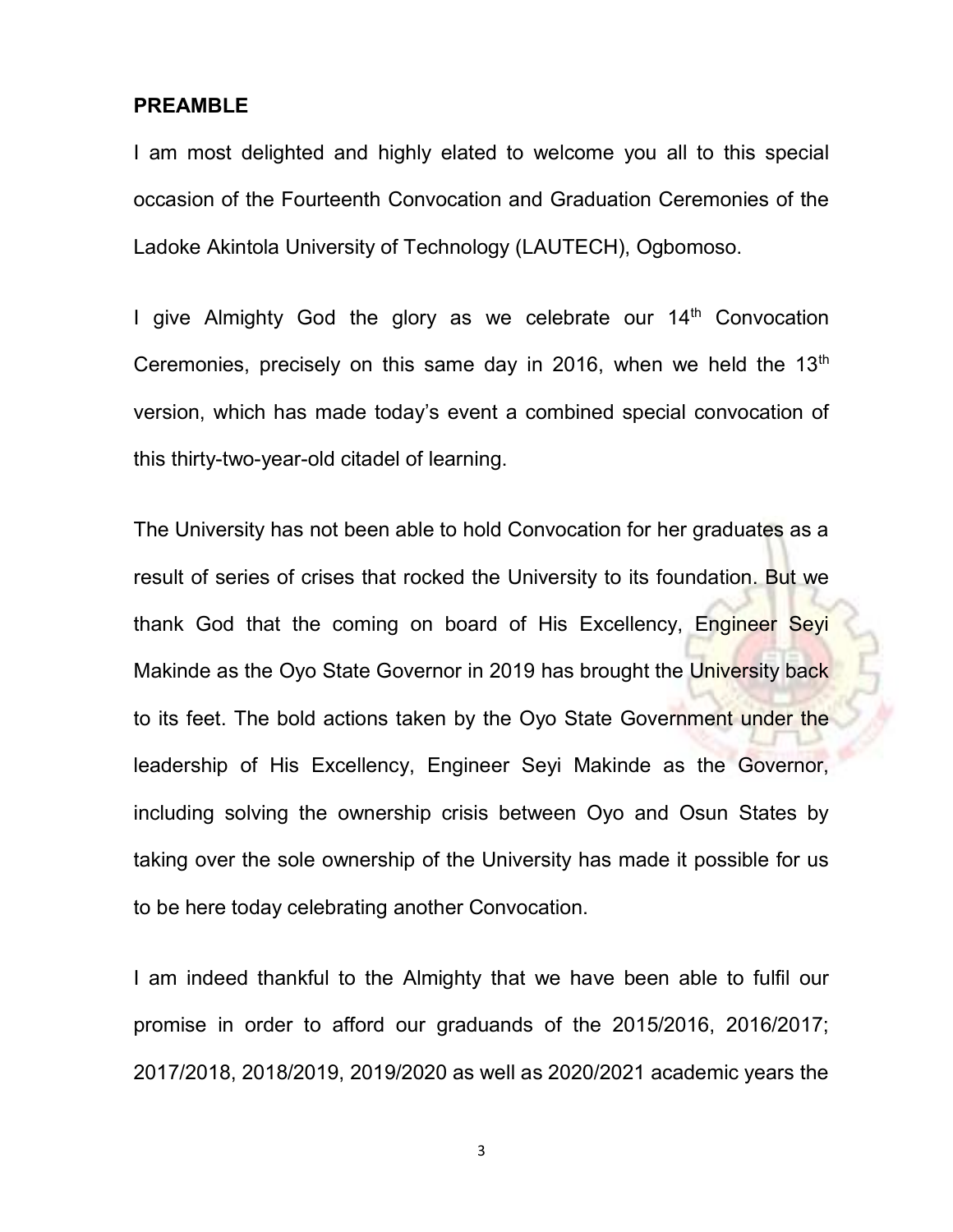## PREAMBLE

I am most delighted and highly elated to welcome you all to this special occasion of the Fourteenth Convocation and Graduation Ceremonies of the Ladoke Akintola University of Technology (LAUTECH), Ogbomoso.

I give Almighty God the glory as we celebrate our 14th Convocation Ceremonies, precisely on this same day in 2016, when we held the 13th version, which has made today's event a combined special convocation of this thirty-two-year-old citadel of learning.

The University has not been able to hold Convocation for her graduates as a result of series of crises that rocked the University to its foundation. But we thank God that the coming on board of His Excellency, Engineer Seyi Makinde as the Oyo State Governor in 2019 has brought the University back to its feet. The bold actions taken by the Oyo State Government under the leadership of His Excellency, Engineer Seyi Makinde as the Governor, including solving the ownership crisis between Oyo and Osun States by taking over the sole ownership of the University has made it possible for us to be here today celebrating another Convocation.

I am indeed thankful to the Almighty that we have been able to fulfil our promise in order to afford our graduands of the 2015/2016, 2016/2017; 2017/2018, 2018/2019, 2019/2020 as well as 2020/2021 academic years the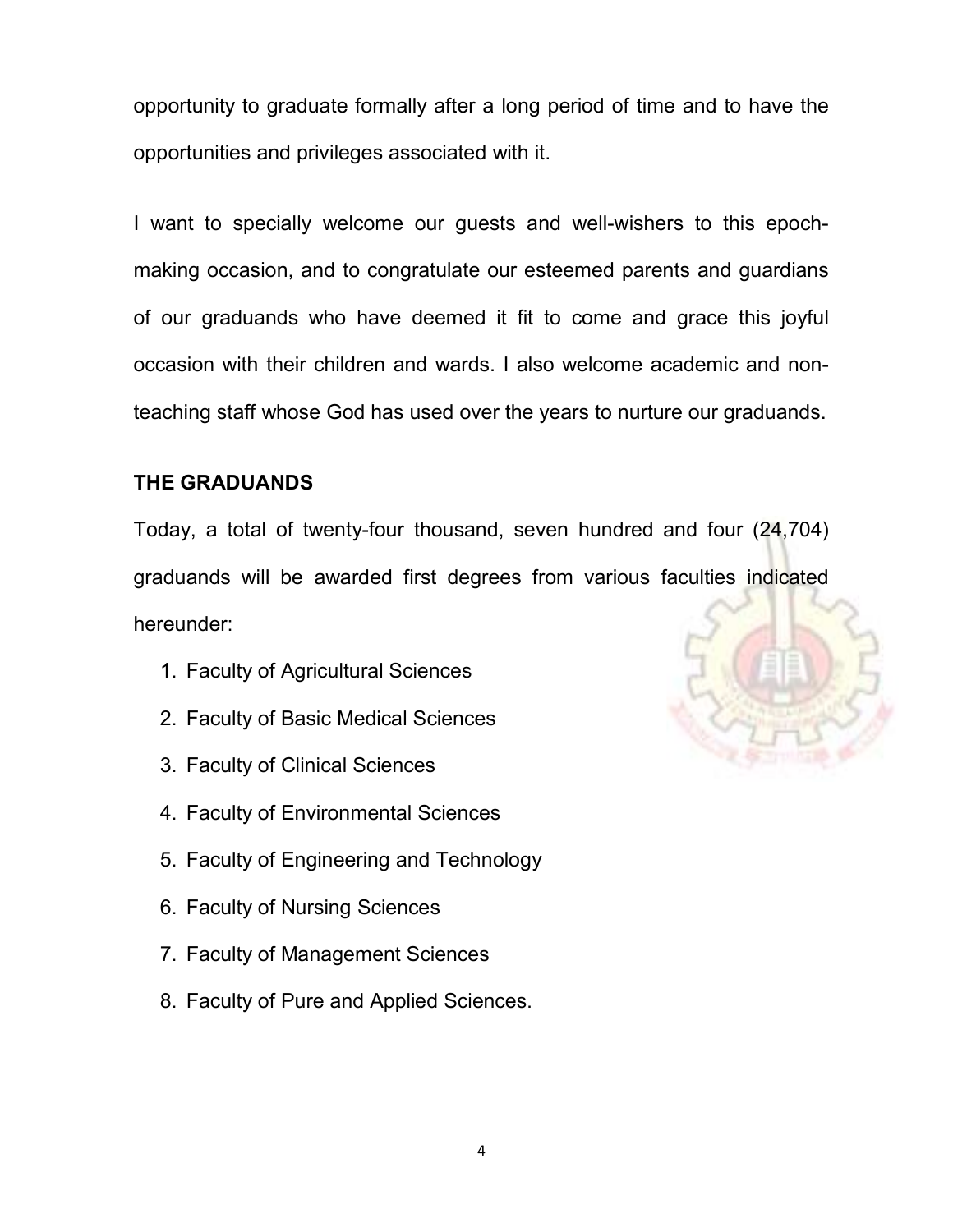opportunity to graduate formally after a long period of time and to have the opportunities and privileges associated with it.

I want to specially welcome our guests and well-wishers to this epoch-making occasion, and to congratulate our esteemed parents and guardians of our graduands who have deemed it fit to come and grace this joyful occasion with their children and wards. I also welcome academic and non-teaching staff whose God has used over the years to nurture our graduands.

## THE GRADUANDS

Today, a total of twenty-four thousand, seven hundred and four (24,704) graduands will be awarded first degrees from various faculties indicated hereunder:

1. Faculty of Agricultural Sciences
2. Faculty of Basic Medical Sciences
3. Faculty of Clinical Sciences
4. Faculty of Environmental Sciences
5. Faculty of Engineering and Technology
6. Faculty of Nursing Sciences
7. Faculty of Management Sciences
8. Faculty of Pure and Applied Sciences.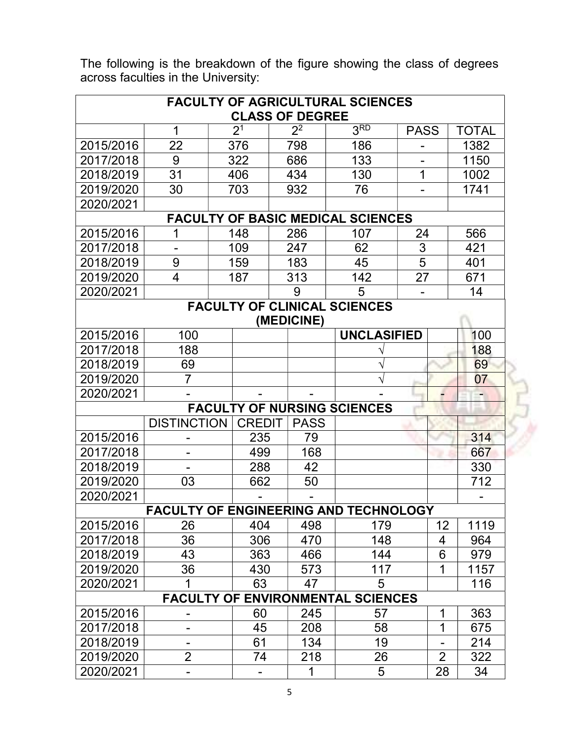The following is the breakdown of the figure showing the class of degrees across faculties in the University:

| FACULTY OF AGRICULTURAL SCIENCES CLASS OF DEGREE | | | | | | |
|---|---|---|---|---|---|---|
| | 1 | $2^1$ | $2^2$ | 3RD | PASS | TOTAL |
| 2015/2016 | 22 | 376 | 798 | 186 | - | 1382 |
| 2017/2018 | 9 | 322 | 686 | 133 | - | 1150 |
| 2018/2019 | 31 | 406 | 434 | 130 | 1 | 1002 |
| 2019/2020 | 30 | 703 | 932 | 76 | - | 1741 |
| 2020/2021 | | | | | | |
| **FACULTY OF BASIC MEDICAL SCIENCES** | | | | | | |
| 2015/2016 | 1 | 148 | 286 | 107 | 24 | 566 |
| 2017/2018 | - | 109 | 247 | 62 | 3 | 421 |
| 2018/2019 | 9 | 159 | 183 | 45 | 5 | 401 |
| 2019/2020 | 4 | 187 | 313 | 142 | 27 | 671 |
| 2020/2021 | | | 9 | 5 | - | 14 |
| **FACULTY OF CLINICAL SCIENCES (MEDICINE)** | | | | | | |
| 2015/2016 | 100 | | | UNCLASIFIED | | 100 |
| 2017/2018 | 188 | | | √ | | 188 |
| 2018/2019 | 69 | | | √ | | 69 |
| 2019/2020 | 7 | | | √ | | 07 |
| 2020/2021 | - | - | - | - | - | - |
| **FACULTY OF NURSING SCIENCES** | | | | | | |
| | DISTINCTION | CREDIT | PASS | | | |
| 2015/2016 | - | 235 | 79 | | | 314 |
| 2017/2018 | - | 499 | 168 | | | 667 |
| 2018/2019 | - | 288 | 42 | | | 330 |
| 2019/2020 | 03 | 662 | 50 | | | 712 |
| 2020/2021 | | - | - | | | - |
| **FACULTY OF ENGINEERING AND TECHNOLOGY** | | | | | | |
| 2015/2016 | 26 | 404 | 498 | 179 | 12 | 1119 |
| 2017/2018 | 36 | 306 | 470 | 148 | 4 | 964 |
| 2018/2019 | 43 | 363 | 466 | 144 | 6 | 979 |
| 2019/2020 | 36 | 430 | 573 | 117 | 1 | 1157 |
| 2020/2021 | 1 | 63 | 47 | 5 | | 116 |
| **FACULTY OF ENVIRONMENTAL SCIENCES** | | | | | | |
| 2015/2016 | - | 60 | 245 | 57 | 1 | 363 |
| 2017/2018 | - | 45 | 208 | 58 | 1 | 675 |
| 2018/2019 | - | 61 | 134 | 19 | - | 214 |
| 2019/2020 | 2 | 74 | 218 | 26 | 2 | 322 |
| 2020/2021 | - | - | 1 | 5 | 28 | 34 |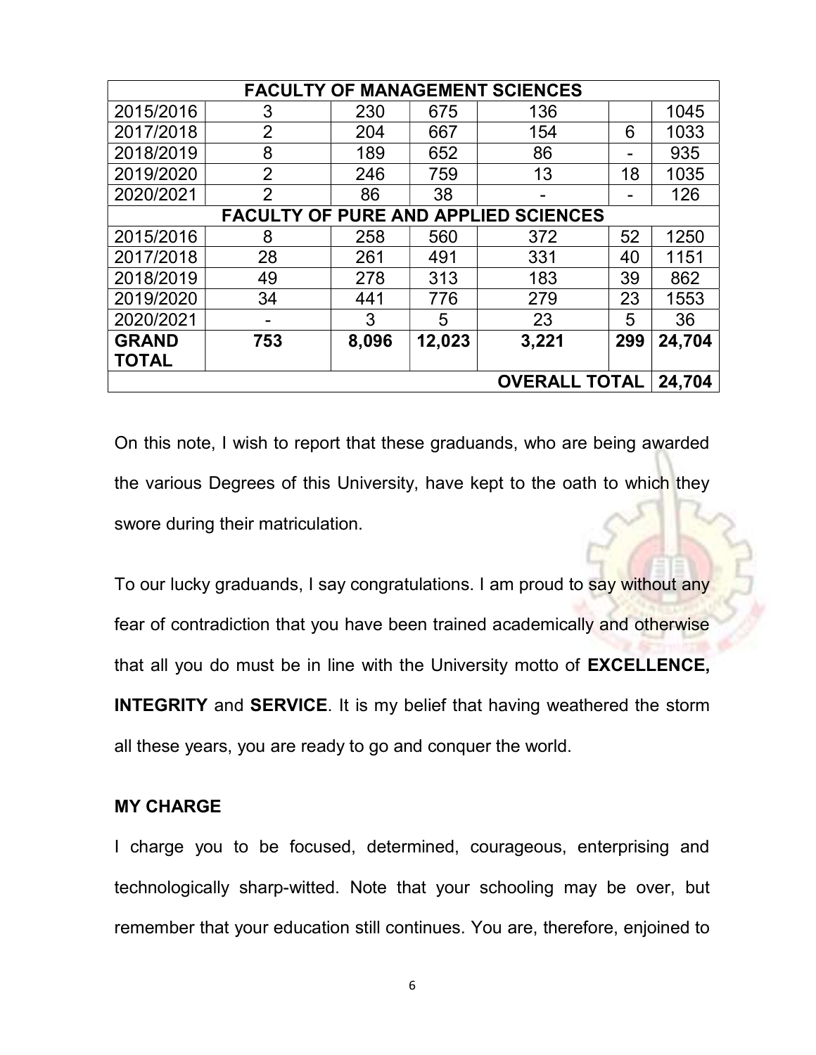| | | | | | | |
|---|---|---|---|---|---|---|
| **FACULTY OF MANAGEMENT SCIENCES** | | | | | | |
| 2015/2016 | 3 | 230 | 675 | 136 | | 1045 |
| 2017/2018 | 2 | 204 | 667 | 154 | 6 | 1033 |
| 2018/2019 | 8 | 189 | 652 | 86 | - | 935 |
| 2019/2020 | 2 | 246 | 759 | 13 | 18 | 1035 |
| 2020/2021 | 2 | 86 | 38 | - | - | 126 |
| **FACULTY OF PURE AND APPLIED SCIENCES** | | | | | | |
| 2015/2016 | 8 | 258 | 560 | 372 | 52 | 1250 |
| 2017/2018 | 28 | 261 | 491 | 331 | 40 | 1151 |
| 2018/2019 | 49 | 278 | 313 | 183 | 39 | 862 |
| 2019/2020 | 34 | 441 | 776 | 279 | 23 | 1553 |
| 2020/2021 | - | 3 | 5 | 23 | 5 | 36 |
| **GRAND TOTAL** | **753** | **8,096** | **12,023** | **3,221** | **299** | **24,704** |
| | | | | **OVERALL TOTAL** | | **24,704** |

On this note, I wish to report that these graduands, who are being awarded the various Degrees of this University, have kept to the oath to which they swore during their matriculation.

To our lucky graduands, I say congratulations. I am proud to say without any fear of contradiction that you have been trained academically and otherwise that all you do must be in line with the University motto of **EXCELLENCE, INTEGRITY** and **SERVICE**. It is my belief that having weathered the storm all these years, you are ready to go and conquer the world.

**MY CHARGE**

I charge you to be focused, determined, courageous, enterprising and technologically sharp-witted. Note that your schooling may be over, but remember that your education still continues. You are, therefore, enjoined to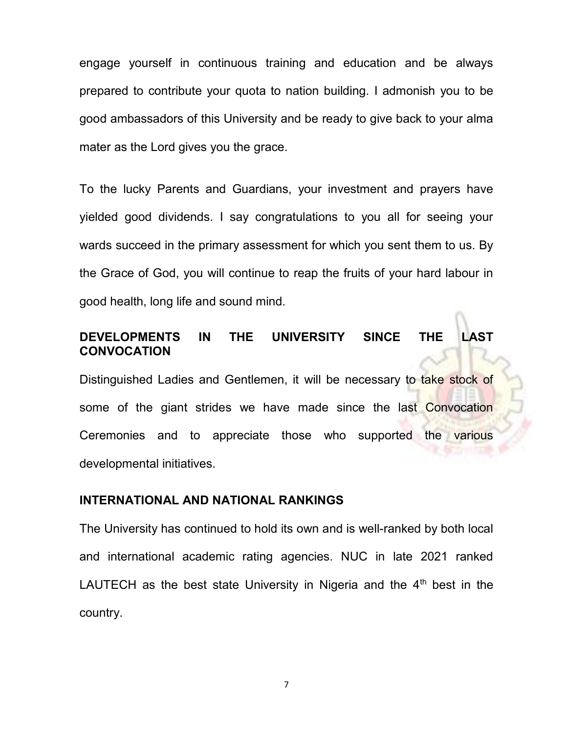engage yourself in continuous training and education and be always prepared to contribute your quota to nation building. I admonish you to be good ambassadors of this University and be ready to give back to your alma mater as the Lord gives you the grace.

To the lucky Parents and Guardians, your investment and prayers have yielded good dividends. I say congratulations to you all for seeing your wards succeed in the primary assessment for which you sent them to us. By the Grace of God, you will continue to reap the fruits of your hard labour in good health, long life and sound mind.

## DEVELOPMENTS IN THE UNIVERSITY SINCE THE LAST CONVOCATION

Distinguished Ladies and Gentlemen, it will be necessary to take stock of some of the giant strides we have made since the last Convocation Ceremonies and to appreciate those who supported the various developmental initiatives.

## INTERNATIONAL AND NATIONAL RANKINGS

The University has continued to hold its own and is well-ranked by both local and international academic rating agencies. NUC in late 2021 ranked LAUTECH as the best state University in Nigeria and the 4th best in the country.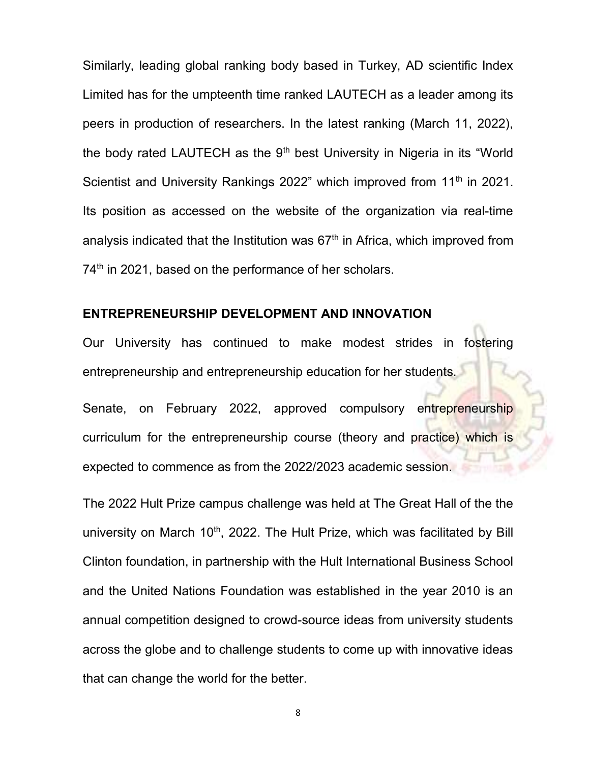Similarly, leading global ranking body based in Turkey, AD scientific Index Limited has for the umpteenth time ranked LAUTECH as a leader among its peers in production of researchers. In the latest ranking (March 11, 2022), the body rated LAUTECH as the 9th best University in Nigeria in its "World Scientist and University Rankings 2022" which improved from 11th in 2021. Its position as accessed on the website of the organization via real-time analysis indicated that the Institution was 67th in Africa, which improved from 74th in 2021, based on the performance of her scholars.

## ENTREPRENEURSHIP DEVELOPMENT AND INNOVATION

Our University has continued to make modest strides in fostering entrepreneurship and entrepreneurship education for her students.

Senate, on February 2022, approved compulsory entrepreneurship curriculum for the entrepreneurship course (theory and practice) which is expected to commence as from the 2022/2023 academic session.

The 2022 Hult Prize campus challenge was held at The Great Hall of the the university on March 10th, 2022. The Hult Prize, which was facilitated by Bill Clinton foundation, in partnership with the Hult International Business School and the United Nations Foundation was established in the year 2010 is an annual competition designed to crowd-source ideas from university students across the globe and to challenge students to come up with innovative ideas that can change the world for the better.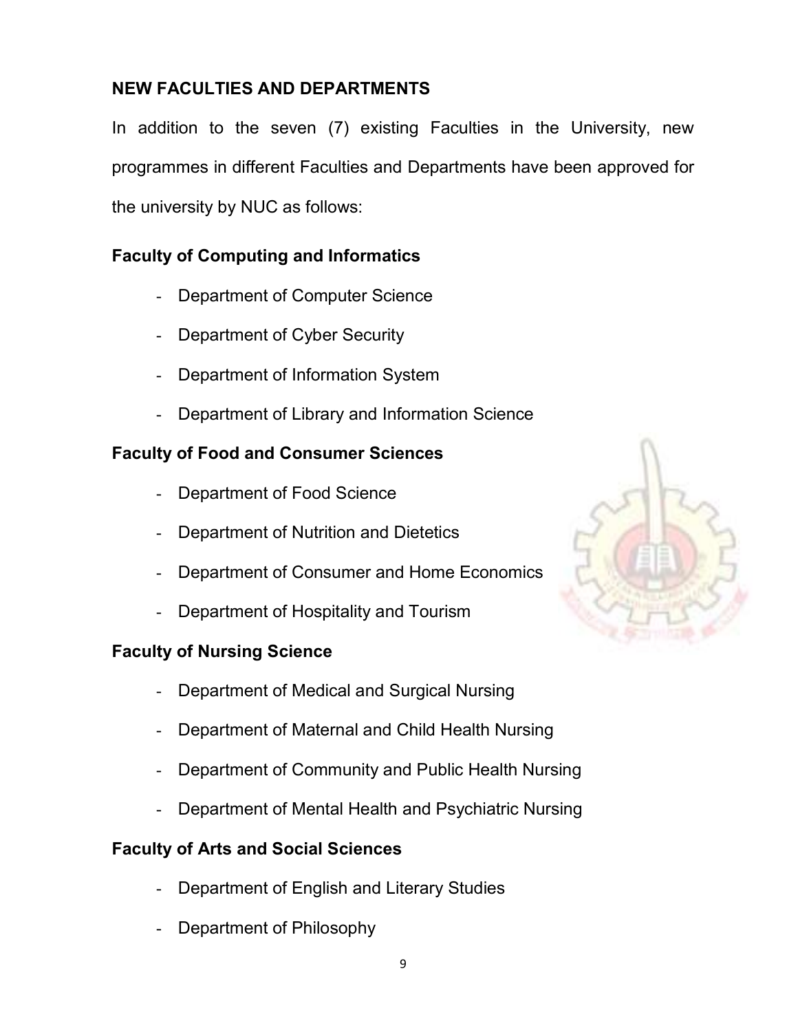## NEW FACULTIES AND DEPARTMENTS

In addition to the seven (7) existing Faculties in the University, new programmes in different Faculties and Departments have been approved for the university by NUC as follows:

### Faculty of Computing and Informatics

- Department of Computer Science
- Department of Cyber Security
- Department of Information System
- Department of Library and Information Science

### Faculty of Food and Consumer Sciences

- Department of Food Science
- Department of Nutrition and Dietetics
- Department of Consumer and Home Economics
- Department of Hospitality and Tourism

### Faculty of Nursing Science

- Department of Medical and Surgical Nursing
- Department of Maternal and Child Health Nursing
- Department of Community and Public Health Nursing
- Department of Mental Health and Psychiatric Nursing

### Faculty of Arts and Social Sciences

- Department of English and Literary Studies
- Department of Philosophy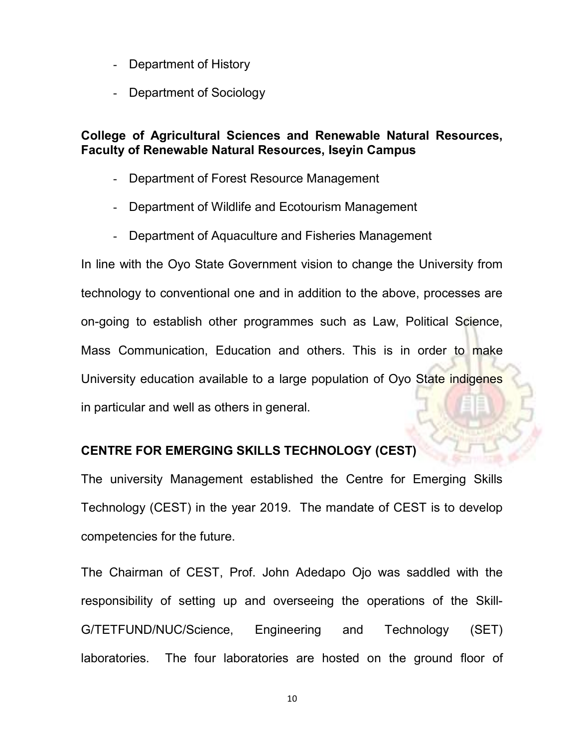- Department of History
- Department of Sociology

**College of Agricultural Sciences and Renewable Natural Resources, Faculty of Renewable Natural Resources, Iseyin Campus**

- Department of Forest Resource Management
- Department of Wildlife and Ecotourism Management
- Department of Aquaculture and Fisheries Management

In line with the Oyo State Government vision to change the University from technology to conventional one and in addition to the above, processes are on-going to establish other programmes such as Law, Political Science, Mass Communication, Education and others. This is in order to make University education available to a large population of Oyo State indigenes in particular and well as others in general.

**CENTRE FOR EMERGING SKILLS TECHNOLOGY (CEST)**

The university Management established the Centre for Emerging Skills Technology (CEST) in the year 2019. The mandate of CEST is to develop competencies for the future.

The Chairman of CEST, Prof. John Adedapo Ojo was saddled with the responsibility of setting up and overseeing the operations of the Skill-G/TETFUND/NUC/Science, Engineering and Technology (SET) laboratories. The four laboratories are hosted on the ground floor of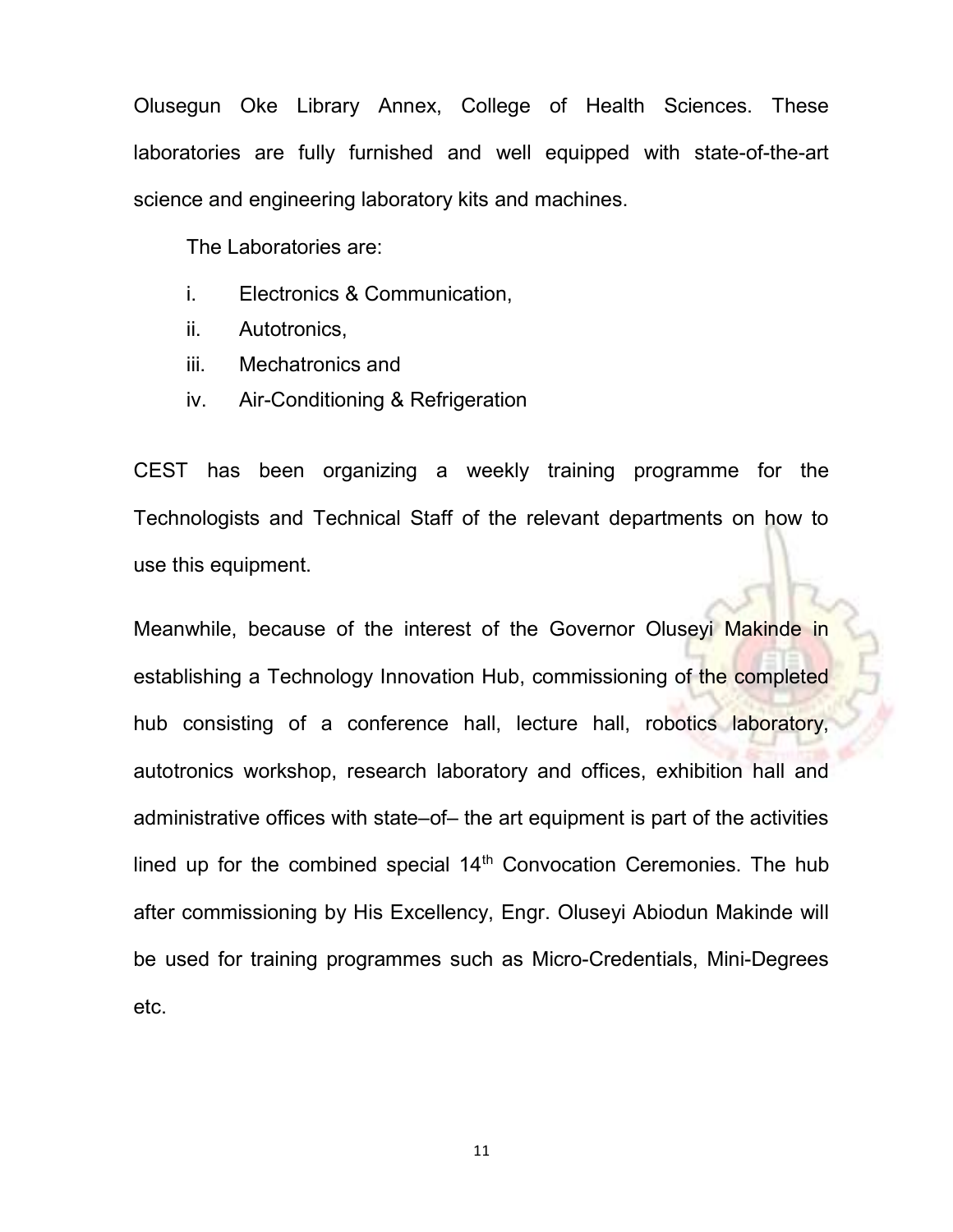Olusegun Oke Library Annex, College of Health Sciences. These laboratories are fully furnished and well equipped with state-of-the-art science and engineering laboratory kits and machines.

The Laboratories are:

i. Electronics & Communication,
ii. Autotronics,
iii. Mechatronics and
iv. Air-Conditioning & Refrigeration

CEST has been organizing a weekly training programme for the Technologists and Technical Staff of the relevant departments on how to use this equipment.

Meanwhile, because of the interest of the Governor Oluseyi Makinde in establishing a Technology Innovation Hub, commissioning of the completed hub consisting of a conference hall, lecture hall, robotics laboratory, autotronics workshop, research laboratory and offices, exhibition hall and administrative offices with state–of– the art equipment is part of the activities lined up for the combined special 14th Convocation Ceremonies. The hub after commissioning by His Excellency, Engr. Oluseyi Abiodun Makinde will be used for training programmes such as Micro-Credentials, Mini-Degrees etc.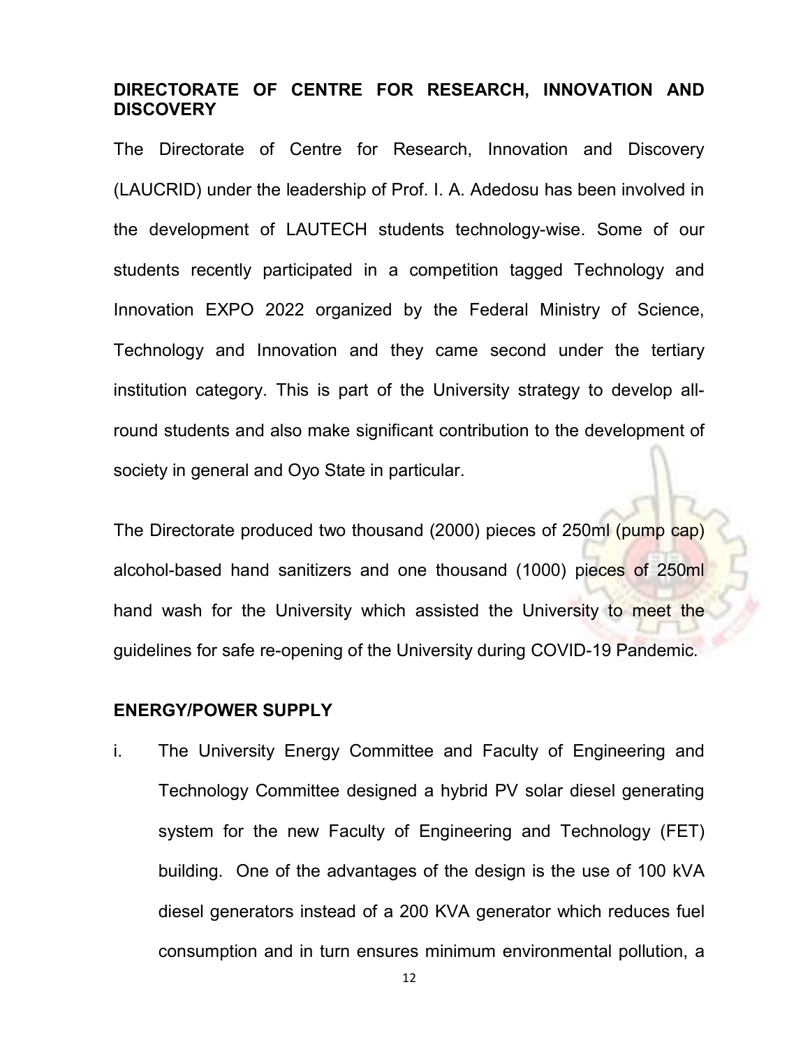## DIRECTORATE OF CENTRE FOR RESEARCH, INNOVATION AND DISCOVERY

The Directorate of Centre for Research, Innovation and Discovery (LAUCRID) under the leadership of Prof. I. A. Adedosu has been involved in the development of LAUTECH students technology-wise. Some of our students recently participated in a competition tagged Technology and Innovation EXPO 2022 organized by the Federal Ministry of Science, Technology and Innovation and they came second under the tertiary institution category. This is part of the University strategy to develop all-round students and also make significant contribution to the development of society in general and Oyo State in particular.

The Directorate produced two thousand (2000) pieces of 250ml (pump cap) alcohol-based hand sanitizers and one thousand (1000) pieces of 250ml hand wash for the University which assisted the University to meet the guidelines for safe re-opening of the University during COVID-19 Pandemic.

## ENERGY/POWER SUPPLY

i. The University Energy Committee and Faculty of Engineering and Technology Committee designed a hybrid PV solar diesel generating system for the new Faculty of Engineering and Technology (FET) building. One of the advantages of the design is the use of 100 kVA diesel generators instead of a 200 KVA generator which reduces fuel consumption and in turn ensures minimum environmental pollution, a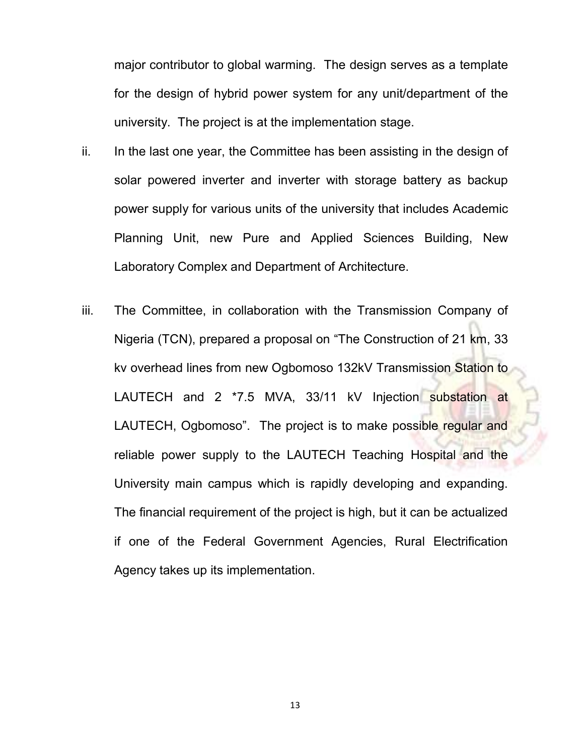major contributor to global warming. The design serves as a template for the design of hybrid power system for any unit/department of the university. The project is at the implementation stage.

ii. In the last one year, the Committee has been assisting in the design of solar powered inverter and inverter with storage battery as backup power supply for various units of the university that includes Academic Planning Unit, new Pure and Applied Sciences Building, New Laboratory Complex and Department of Architecture.

iii. The Committee, in collaboration with the Transmission Company of Nigeria (TCN), prepared a proposal on "The Construction of 21 km, 33 kv overhead lines from new Ogbomoso 132kV Transmission Station to LAUTECH and 2 *7.5 MVA, 33/11 kV Injection substation at LAUTECH, Ogbomoso". The project is to make possible regular and reliable power supply to the LAUTECH Teaching Hospital and the University main campus which is rapidly developing and expanding. The financial requirement of the project is high, but it can be actualized if one of the Federal Government Agencies, Rural Electrification Agency takes up its implementation.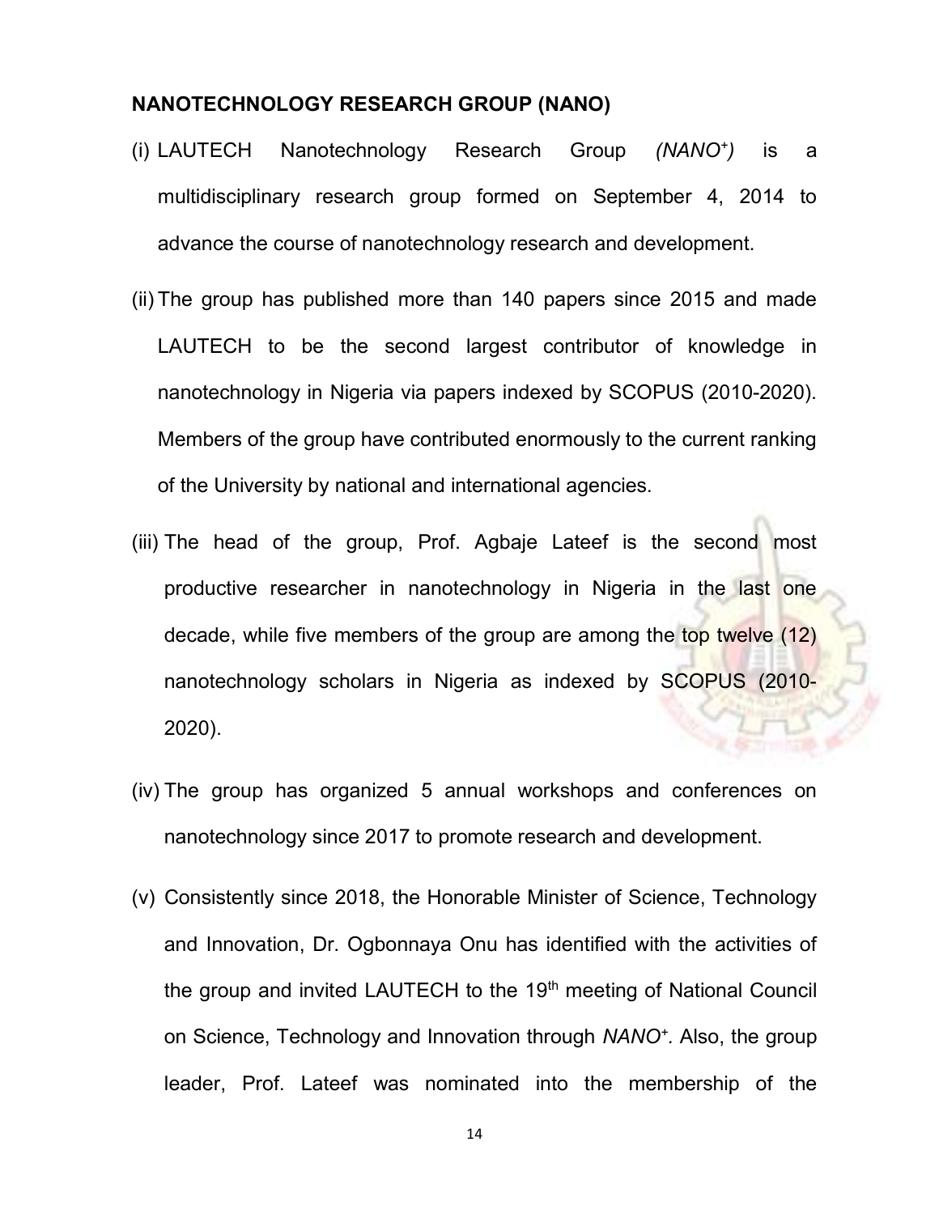**NANOTECHNOLOGY RESEARCH GROUP (NANO)**

(i) LAUTECH Nanotechnology Research Group *(NANO$^+$)* is a multidisciplinary research group formed on September 4, 2014 to advance the course of nanotechnology research and development.

(ii) The group has published more than 140 papers since 2015 and made LAUTECH to be the second largest contributor of knowledge in nanotechnology in Nigeria via papers indexed by SCOPUS (2010-2020). Members of the group have contributed enormously to the current ranking of the University by national and international agencies.

(iii) The head of the group, Prof. Agbaje Lateef is the second most productive researcher in nanotechnology in Nigeria in the last one decade, while five members of the group are among the top twelve (12) nanotechnology scholars in Nigeria as indexed by SCOPUS (2010-2020).

(iv) The group has organized 5 annual workshops and conferences on nanotechnology since 2017 to promote research and development.

(v) Consistently since 2018, the Honorable Minister of Science, Technology and Innovation, Dr. Ogbonnaya Onu has identified with the activities of the group and invited LAUTECH to the 19th meeting of National Council on Science, Technology and Innovation through *NANO$^+$.* Also, the group leader, Prof. Lateef was nominated into the membership of the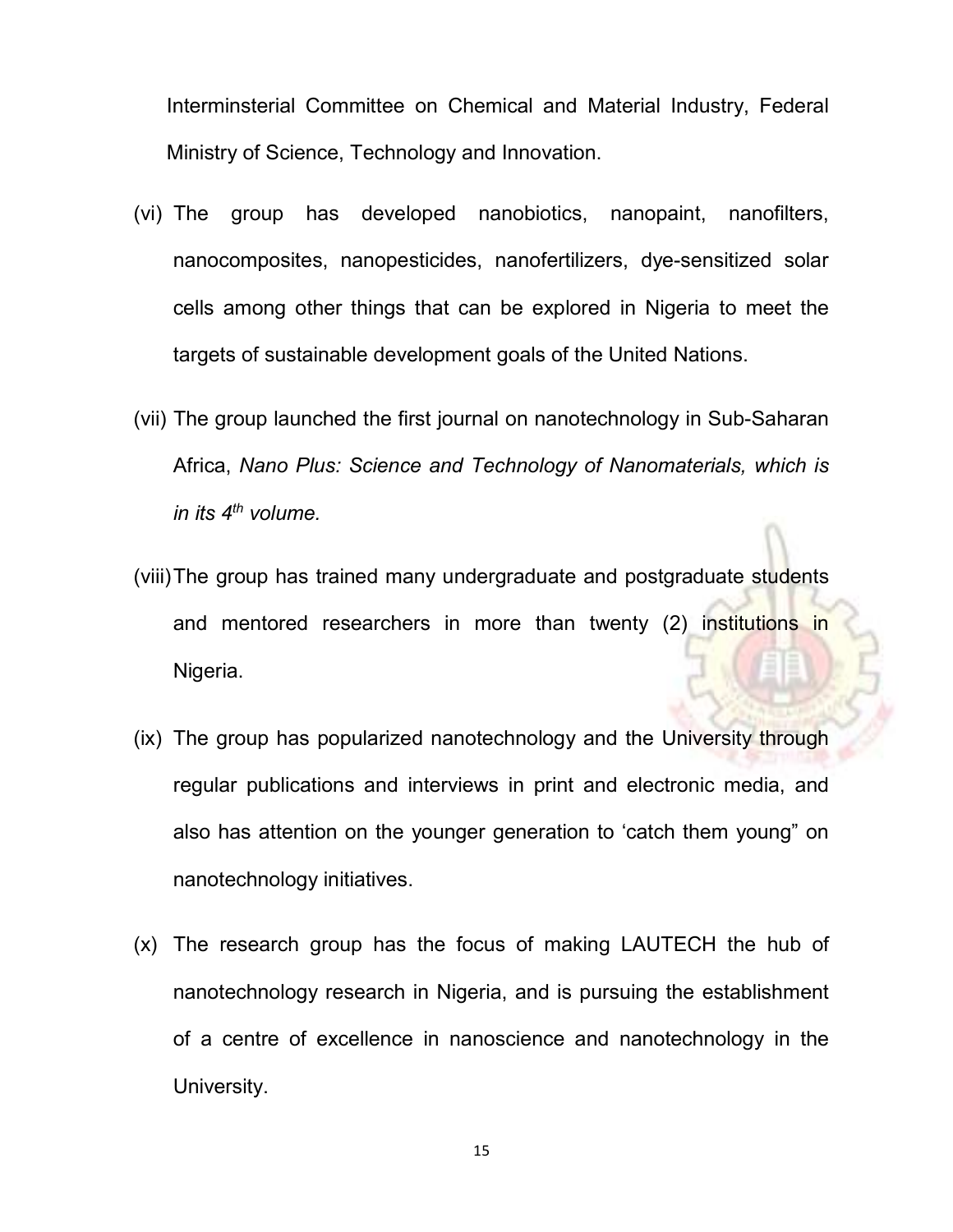Interminsterial Committee on Chemical and Material Industry, Federal Ministry of Science, Technology and Innovation.

(vi) The group has developed nanobiotics, nanopaint, nanofilters, nanocomposites, nanopesticides, nanofertilizers, dye-sensitized solar cells among other things that can be explored in Nigeria to meet the targets of sustainable development goals of the United Nations.

(vii) The group launched the first journal on nanotechnology in Sub-Saharan Africa, *Nano Plus: Science and Technology of Nanomaterials, which is in its 4th volume.*

(viii) The group has trained many undergraduate and postgraduate students and mentored researchers in more than twenty (2) institutions in Nigeria.

(ix) The group has popularized nanotechnology and the University through regular publications and interviews in print and electronic media, and also has attention on the younger generation to 'catch them young" on nanotechnology initiatives.

(x) The research group has the focus of making LAUTECH the hub of nanotechnology research in Nigeria, and is pursuing the establishment of a centre of excellence in nanoscience and nanotechnology in the University.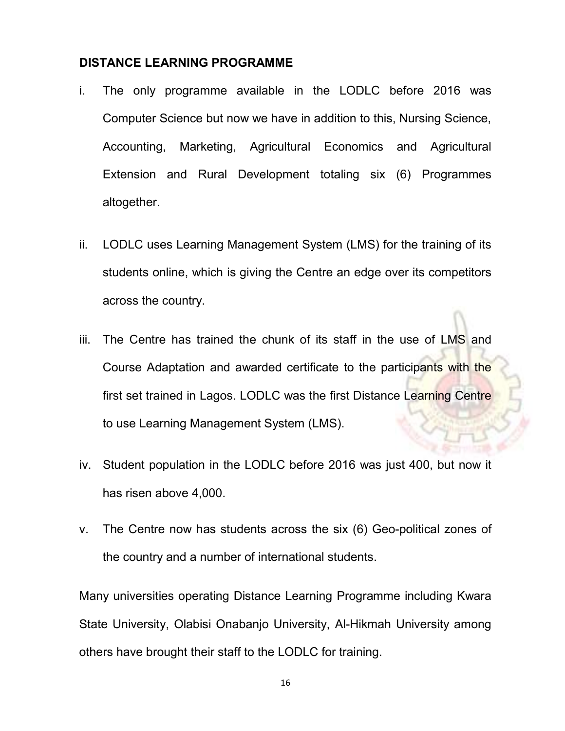## DISTANCE LEARNING PROGRAMME

i. The only programme available in the LODLC before 2016 was Computer Science but now we have in addition to this, Nursing Science, Accounting, Marketing, Agricultural Economics and Agricultural Extension and Rural Development totaling six (6) Programmes altogether.

ii. LODLC uses Learning Management System (LMS) for the training of its students online, which is giving the Centre an edge over its competitors across the country.

iii. The Centre has trained the chunk of its staff in the use of LMS and Course Adaptation and awarded certificate to the participants with the first set trained in Lagos. LODLC was the first Distance Learning Centre to use Learning Management System (LMS).

iv. Student population in the LODLC before 2016 was just 400, but now it has risen above 4,000.

v. The Centre now has students across the six (6) Geo-political zones of the country and a number of international students.

Many universities operating Distance Learning Programme including Kwara State University, Olabisi Onabanjo University, Al-Hikmah University among others have brought their staff to the LODLC for training.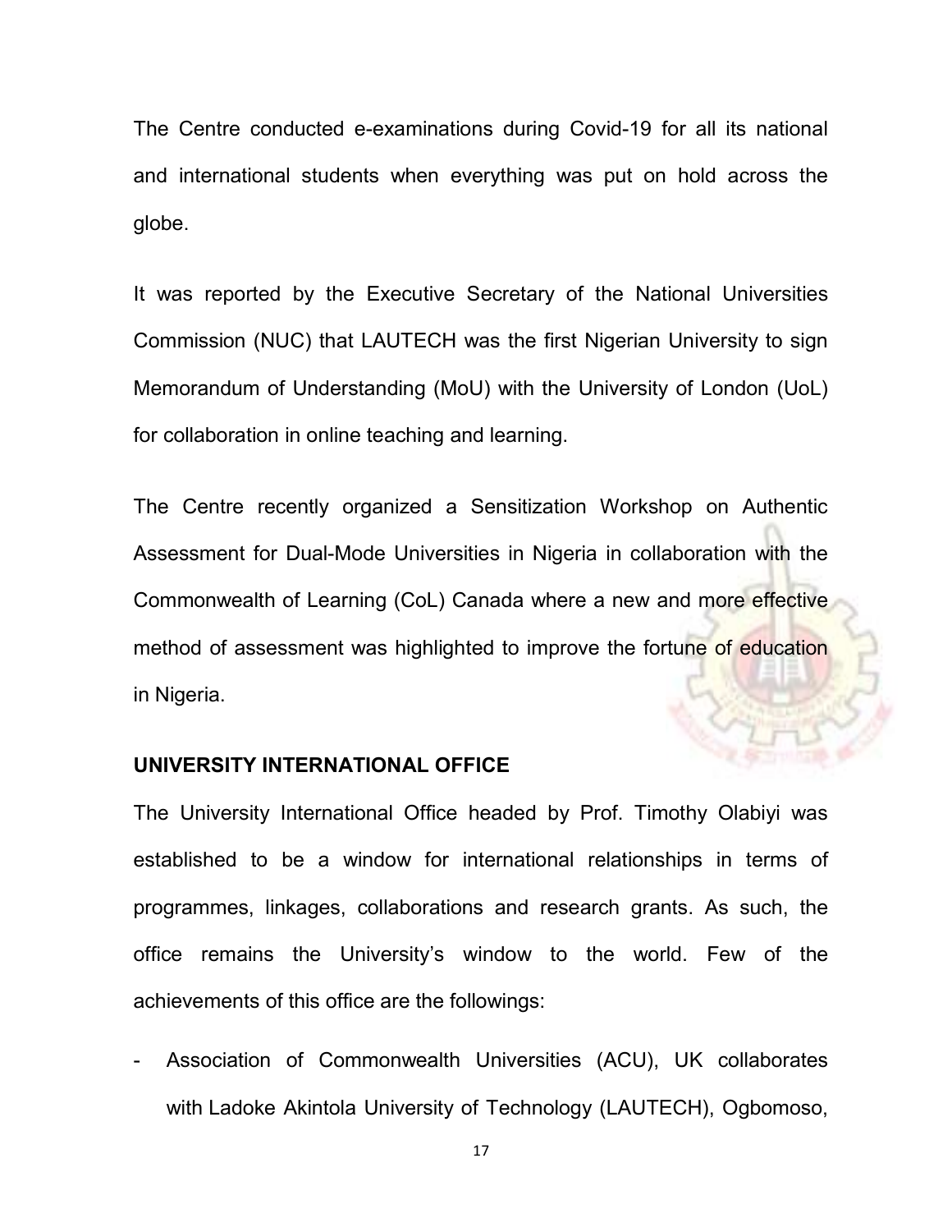The Centre conducted e-examinations during Covid-19 for all its national and international students when everything was put on hold across the globe.

It was reported by the Executive Secretary of the National Universities Commission (NUC) that LAUTECH was the first Nigerian University to sign Memorandum of Understanding (MoU) with the University of London (UoL) for collaboration in online teaching and learning.

The Centre recently organized a Sensitization Workshop on Authentic Assessment for Dual-Mode Universities in Nigeria in collaboration with the Commonwealth of Learning (CoL) Canada where a new and more effective method of assessment was highlighted to improve the fortune of education in Nigeria.

**UNIVERSITY INTERNATIONAL OFFICE**

The University International Office headed by Prof. Timothy Olabiyi was established to be a window for international relationships in terms of programmes, linkages, collaborations and research grants. As such, the office remains the University's window to the world. Few of the achievements of this office are the followings:

- Association of Commonwealth Universities (ACU), UK collaborates with Ladoke Akintola University of Technology (LAUTECH), Ogbomoso,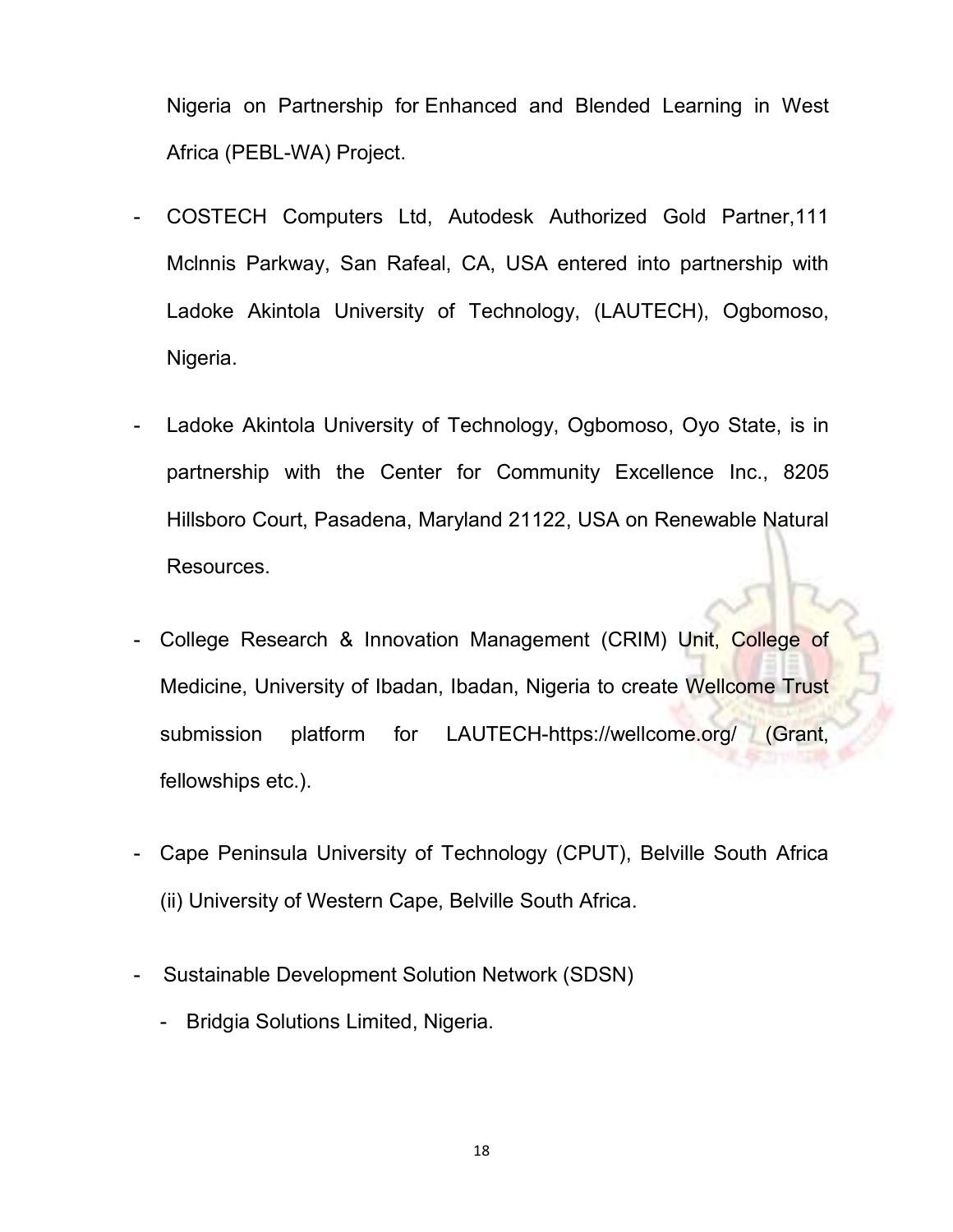Nigeria on Partnership for Enhanced and Blended Learning in West Africa (PEBL-WA) Project.

- COSTECH Computers Ltd, Autodesk Authorized Gold Partner,111 Mclnnis Parkway, San Rafeal, CA, USA entered into partnership with Ladoke Akintola University of Technology, (LAUTECH), Ogbomoso, Nigeria.

- Ladoke Akintola University of Technology, Ogbomoso, Oyo State, is in partnership with the Center for Community Excellence Inc., 8205 Hillsboro Court, Pasadena, Maryland 21122, USA on Renewable Natural Resources.

- College Research & Innovation Management (CRIM) Unit, College of Medicine, University of Ibadan, Ibadan, Nigeria to create Wellcome Trust submission platform for LAUTECH-https://wellcome.org/ (Grant, fellowships etc.).

- Cape Peninsula University of Technology (CPUT), Belville South Africa (ii) University of Western Cape, Belville South Africa.

- Sustainable Development Solution Network (SDSN)
  - Bridgia Solutions Limited, Nigeria.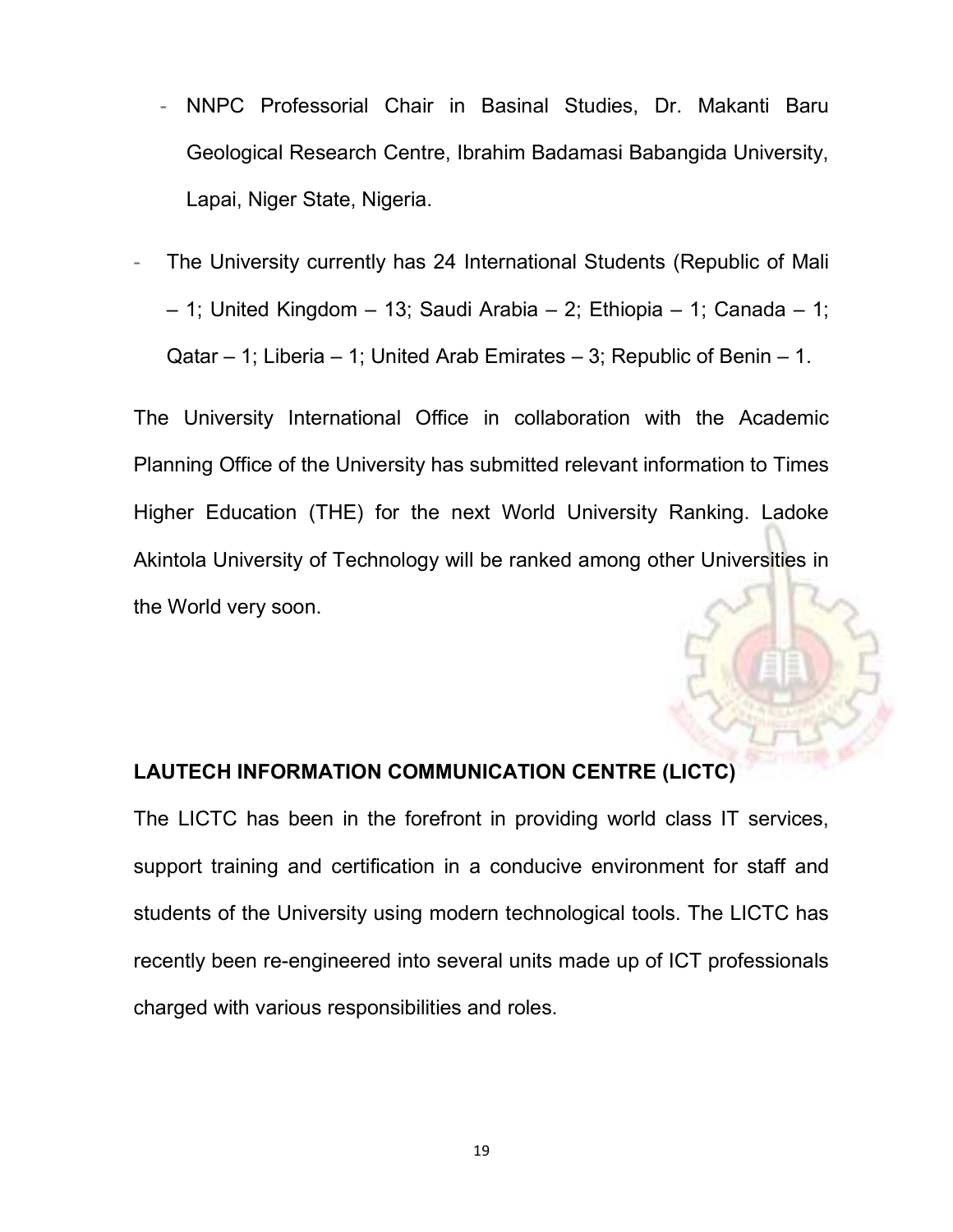- NNPC Professorial Chair in Basinal Studies, Dr. Makanti Baru Geological Research Centre, Ibrahim Badamasi Babangida University, Lapai, Niger State, Nigeria.

- The University currently has 24 International Students (Republic of Mali – 1; United Kingdom – 13; Saudi Arabia – 2; Ethiopia – 1; Canada – 1; Qatar – 1; Liberia – 1; United Arab Emirates – 3; Republic of Benin – 1.

The University International Office in collaboration with the Academic Planning Office of the University has submitted relevant information to Times Higher Education (THE) for the next World University Ranking. Ladoke Akintola University of Technology will be ranked among other Universities in the World very soon.

**LAUTECH INFORMATION COMMUNICATION CENTRE (LICTC)**

The LICTC has been in the forefront in providing world class IT services, support training and certification in a conducive environment for staff and students of the University using modern technological tools. The LICTC has recently been re-engineered into several units made up of ICT professionals charged with various responsibilities and roles.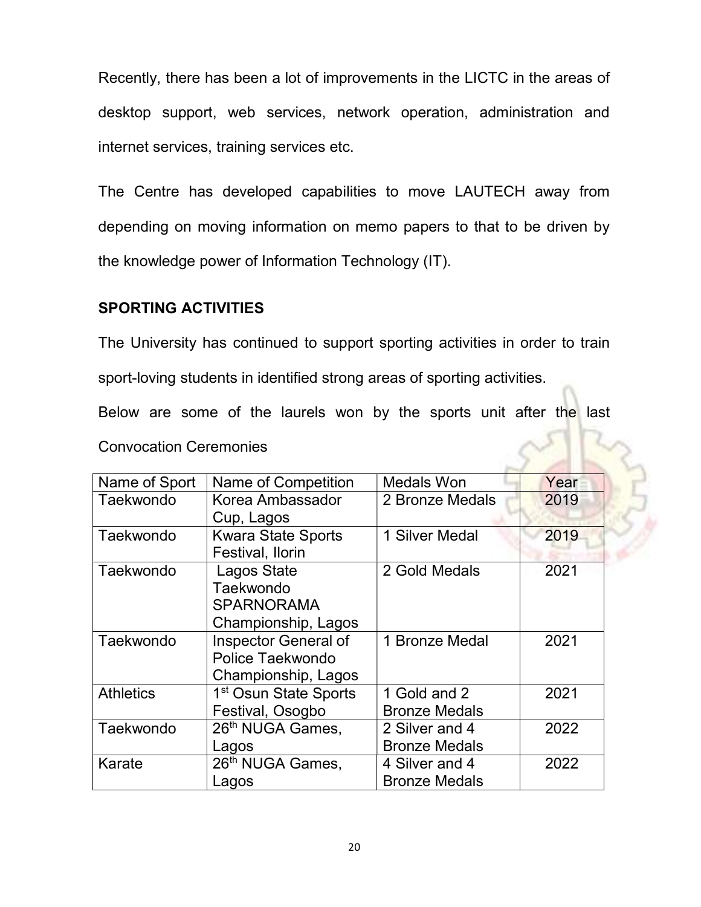Recently, there has been a lot of improvements in the LICTC in the areas of desktop support, web services, network operation, administration and internet services, training services etc.

The Centre has developed capabilities to move LAUTECH away from depending on moving information on memo papers to that to be driven by the knowledge power of Information Technology (IT).

## SPORTING ACTIVITIES

The University has continued to support sporting activities in order to train sport-loving students in identified strong areas of sporting activities.

Below are some of the laurels won by the sports unit after the last Convocation Ceremonies

| Name of Sport | Name of Competition | Medals Won | Year |
|---|---|---|---|
| Taekwondo | Korea Ambassador Cup, Lagos | 2 Bronze Medals | 2019 |
| Taekwondo | Kwara State Sports Festival, Ilorin | 1 Silver Medal | 2019 |
| Taekwondo | Lagos State Taekwondo SPARNORAMA Championship, Lagos | 2 Gold Medals | 2021 |
| Taekwondo | Inspector General of Police Taekwondo Championship, Lagos | 1 Bronze Medal | 2021 |
| Athletics | 1st Osun State Sports Festival, Osogbo | 1 Gold and 2 Bronze Medals | 2021 |
| Taekwondo | 26th NUGA Games, Lagos | 2 Silver and 4 Bronze Medals | 2022 |
| Karate | 26th NUGA Games, Lagos | 4 Silver and 4 Bronze Medals | 2022 |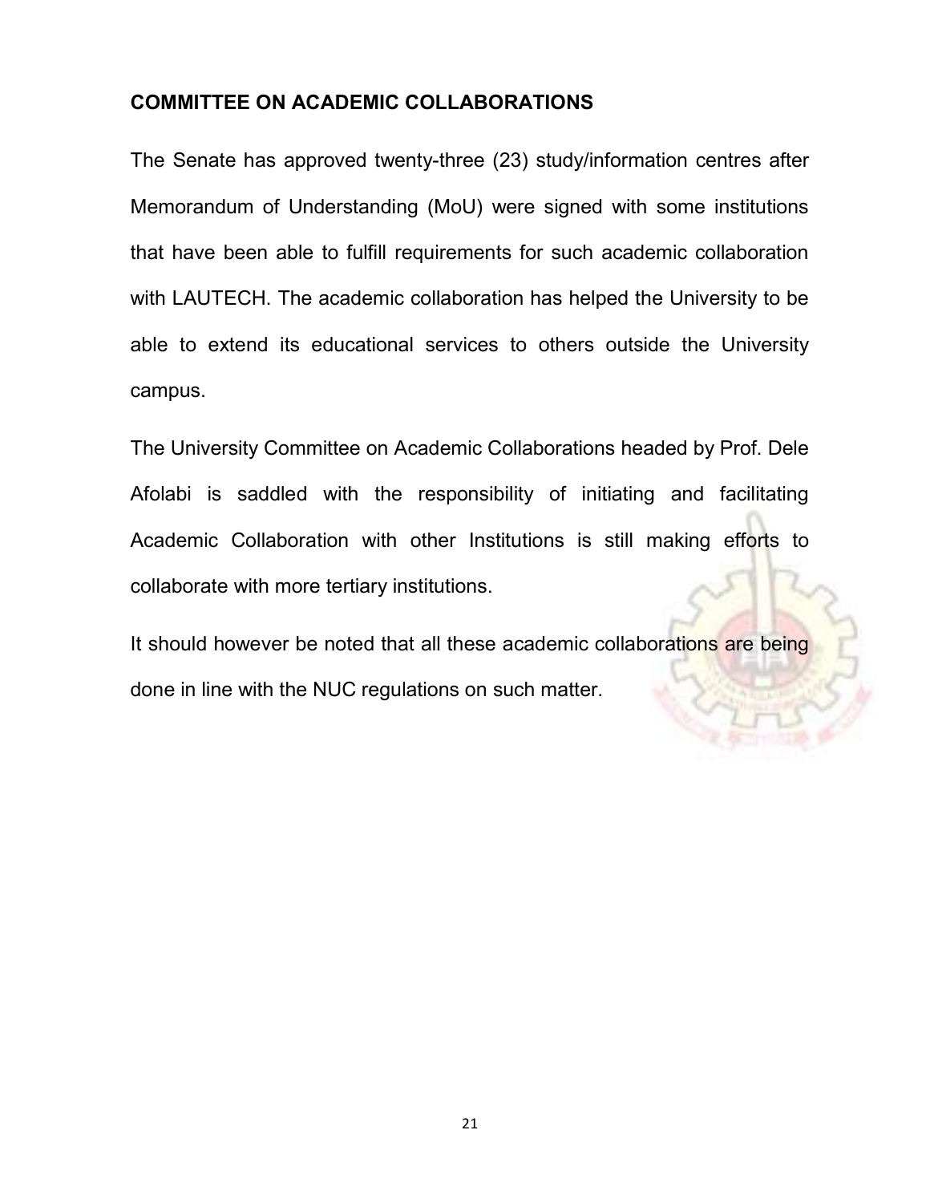## COMMITTEE ON ACADEMIC COLLABORATIONS

The Senate has approved twenty-three (23) study/information centres after Memorandum of Understanding (MoU) were signed with some institutions that have been able to fulfill requirements for such academic collaboration with LAUTECH. The academic collaboration has helped the University to be able to extend its educational services to others outside the University campus.

The University Committee on Academic Collaborations headed by Prof. Dele Afolabi is saddled with the responsibility of initiating and facilitating Academic Collaboration with other Institutions is still making efforts to collaborate with more tertiary institutions.

It should however be noted that all these academic collaborations are being done in line with the NUC regulations on such matter.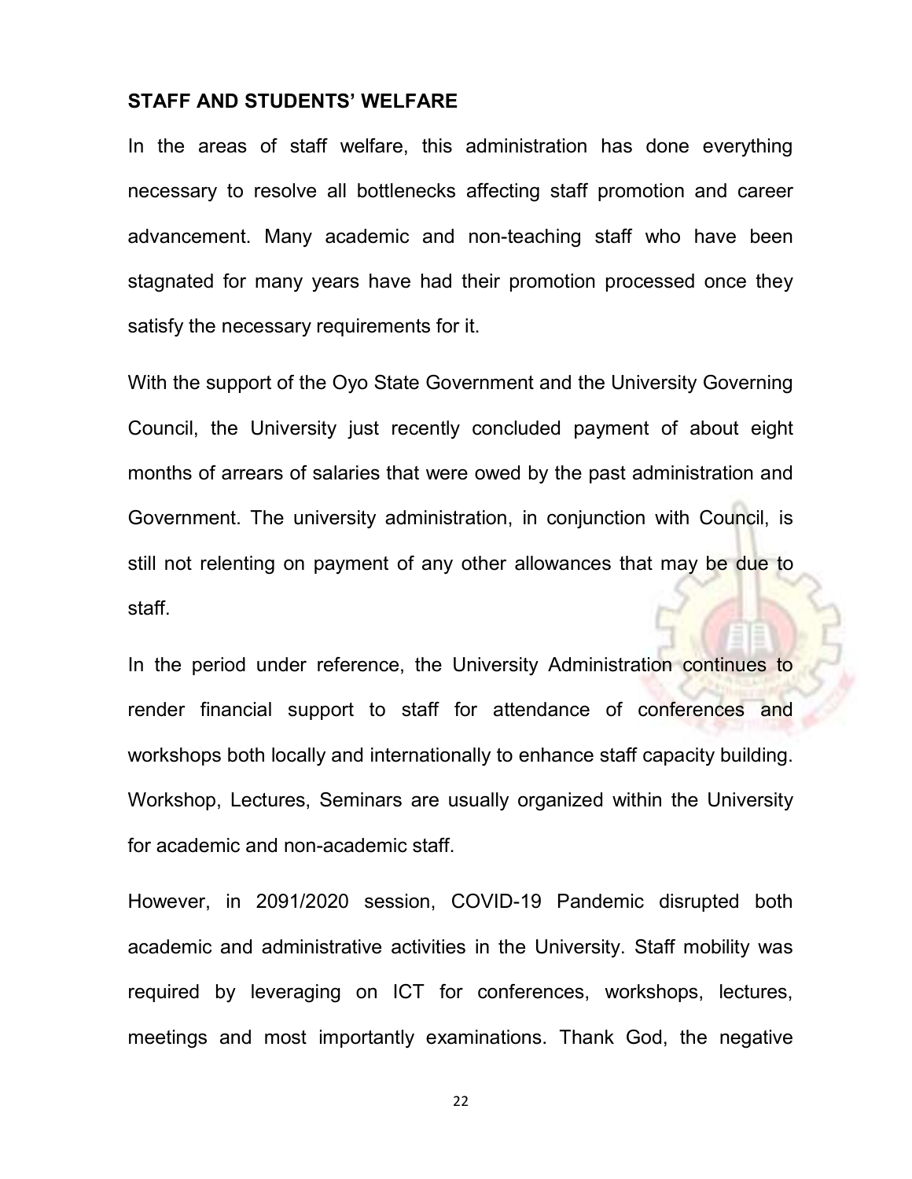## STAFF AND STUDENTS' WELFARE

In the areas of staff welfare, this administration has done everything necessary to resolve all bottlenecks affecting staff promotion and career advancement. Many academic and non-teaching staff who have been stagnated for many years have had their promotion processed once they satisfy the necessary requirements for it.

With the support of the Oyo State Government and the University Governing Council, the University just recently concluded payment of about eight months of arrears of salaries that were owed by the past administration and Government. The university administration, in conjunction with Council, is still not relenting on payment of any other allowances that may be due to staff.

In the period under reference, the University Administration continues to render financial support to staff for attendance of conferences and workshops both locally and internationally to enhance staff capacity building. Workshop, Lectures, Seminars are usually organized within the University for academic and non-academic staff.

However, in 2091/2020 session, COVID-19 Pandemic disrupted both academic and administrative activities in the University. Staff mobility was required by leveraging on ICT for conferences, workshops, lectures, meetings and most importantly examinations. Thank God, the negative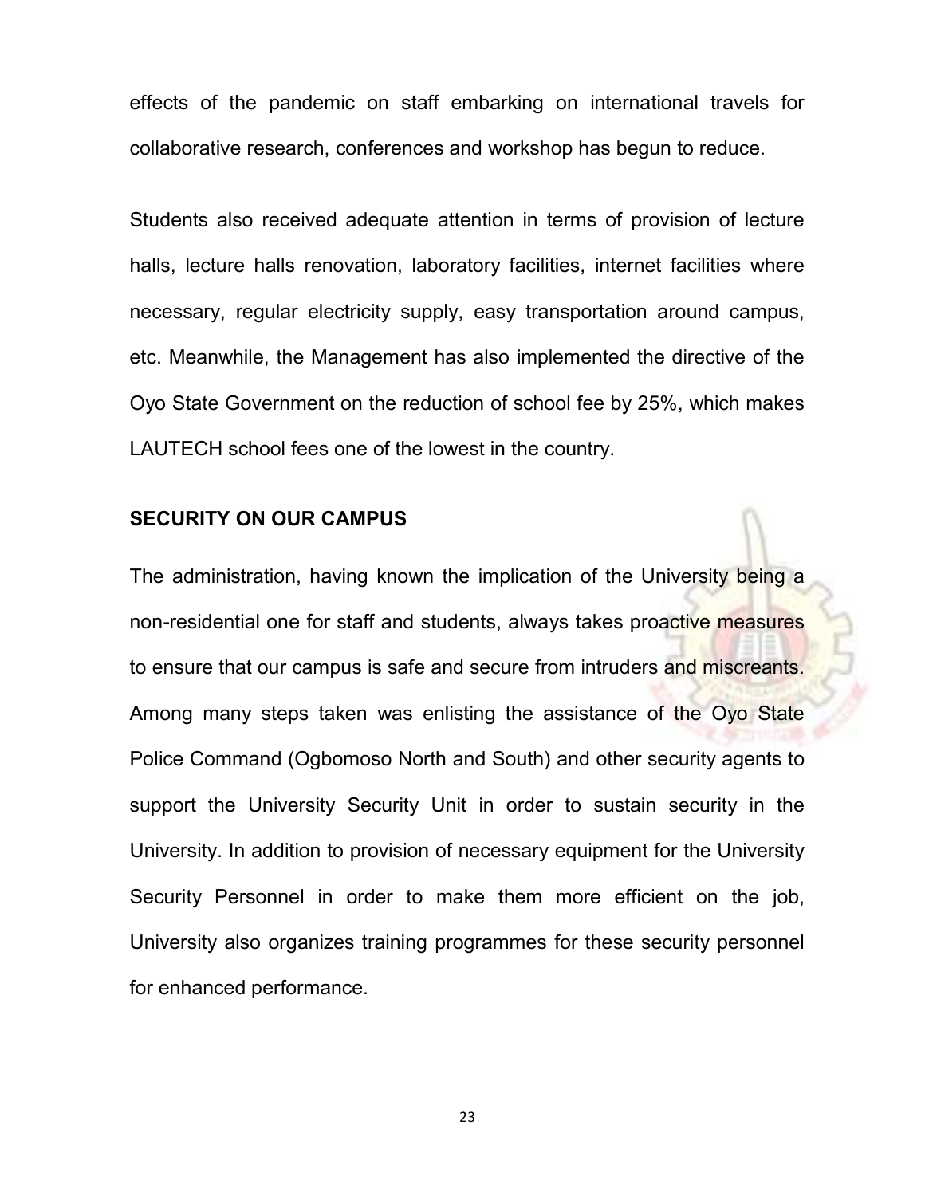effects of the pandemic on staff embarking on international travels for collaborative research, conferences and workshop has begun to reduce.

Students also received adequate attention in terms of provision of lecture halls, lecture halls renovation, laboratory facilities, internet facilities where necessary, regular electricity supply, easy transportation around campus, etc. Meanwhile, the Management has also implemented the directive of the Oyo State Government on the reduction of school fee by 25%, which makes LAUTECH school fees one of the lowest in the country.

## SECURITY ON OUR CAMPUS

The administration, having known the implication of the University being a non-residential one for staff and students, always takes proactive measures to ensure that our campus is safe and secure from intruders and miscreants. Among many steps taken was enlisting the assistance of the Oyo State Police Command (Ogbomoso North and South) and other security agents to support the University Security Unit in order to sustain security in the University. In addition to provision of necessary equipment for the University Security Personnel in order to make them more efficient on the job, University also organizes training programmes for these security personnel for enhanced performance.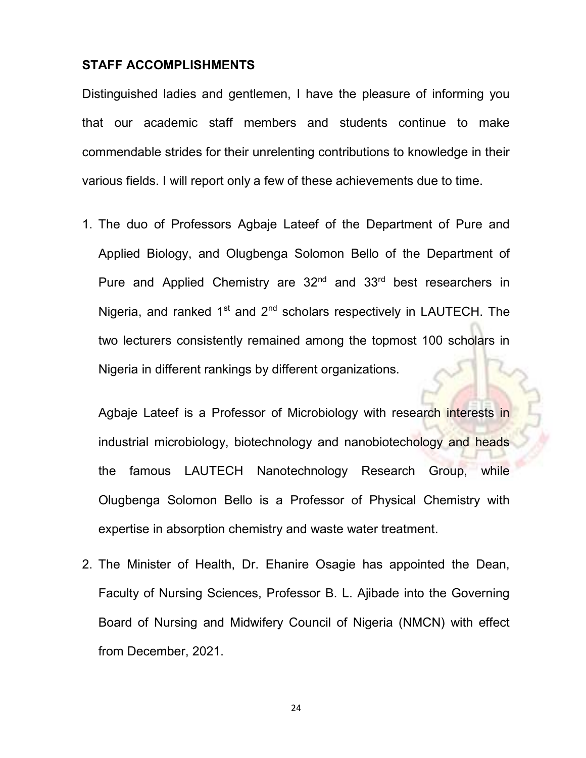## STAFF ACCOMPLISHMENTS

Distinguished ladies and gentlemen, I have the pleasure of informing you that our academic staff members and students continue to make commendable strides for their unrelenting contributions to knowledge in their various fields. I will report only a few of these achievements due to time.

1. The duo of Professors Agbaje Lateef of the Department of Pure and Applied Biology, and Olugbenga Solomon Bello of the Department of Pure and Applied Chemistry are 32nd and 33rd best researchers in Nigeria, and ranked 1st and 2nd scholars respectively in LAUTECH. The two lecturers consistently remained among the topmost 100 scholars in Nigeria in different rankings by different organizations.

   Agbaje Lateef is a Professor of Microbiology with research interests in industrial microbiology, biotechnology and nanobiotechology and heads the famous LAUTECH Nanotechnology Research Group, while Olugbenga Solomon Bello is a Professor of Physical Chemistry with expertise in absorption chemistry and waste water treatment.

2. The Minister of Health, Dr. Ehanire Osagie has appointed the Dean, Faculty of Nursing Sciences, Professor B. L. Ajibade into the Governing Board of Nursing and Midwifery Council of Nigeria (NMCN) with effect from December, 2021.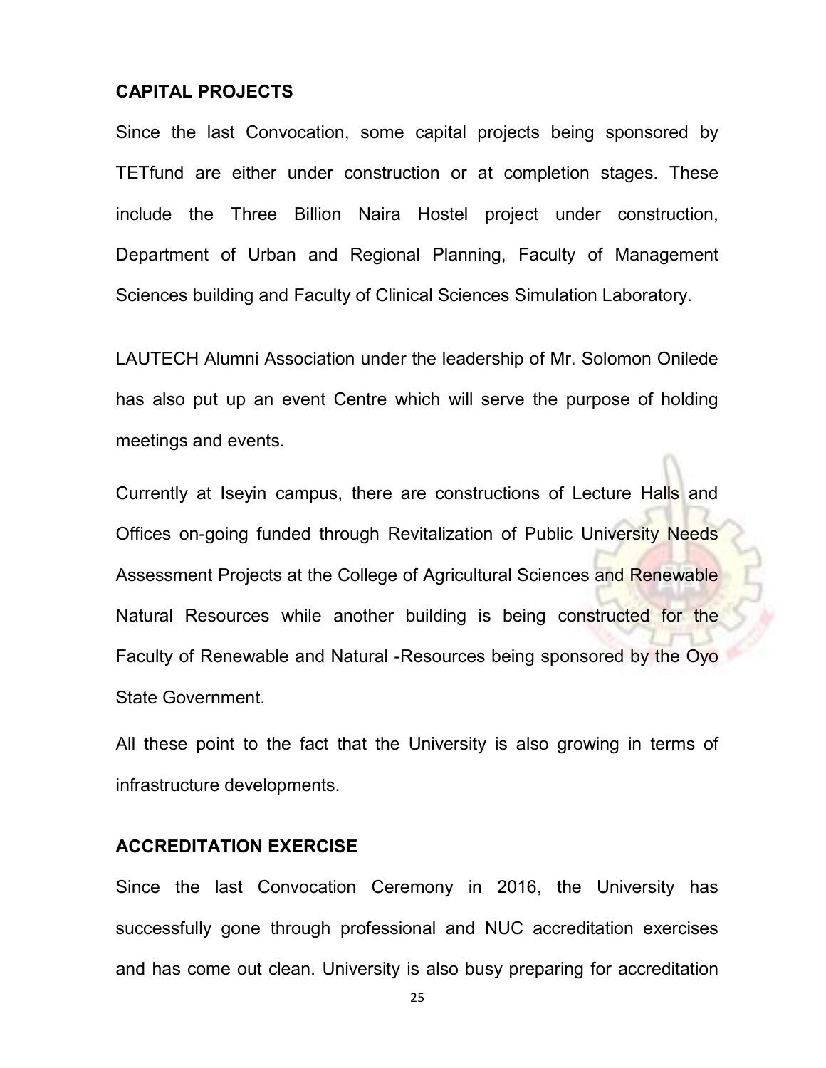## CAPITAL PROJECTS

Since the last Convocation, some capital projects being sponsored by TETfund are either under construction or at completion stages. These include the Three Billion Naira Hostel project under construction, Department of Urban and Regional Planning, Faculty of Management Sciences building and Faculty of Clinical Sciences Simulation Laboratory.

LAUTECH Alumni Association under the leadership of Mr. Solomon Onilede has also put up an event Centre which will serve the purpose of holding meetings and events.

Currently at Iseyin campus, there are constructions of Lecture Halls and Offices on-going funded through Revitalization of Public University Needs Assessment Projects at the College of Agricultural Sciences and Renewable Natural Resources while another building is being constructed for the Faculty of Renewable and Natural -Resources being sponsored by the Oyo State Government.

All these point to the fact that the University is also growing in terms of infrastructure developments.

## ACCREDITATION EXERCISE

Since the last Convocation Ceremony in 2016, the University has successfully gone through professional and NUC accreditation exercises and has come out clean. University is also busy preparing for accreditation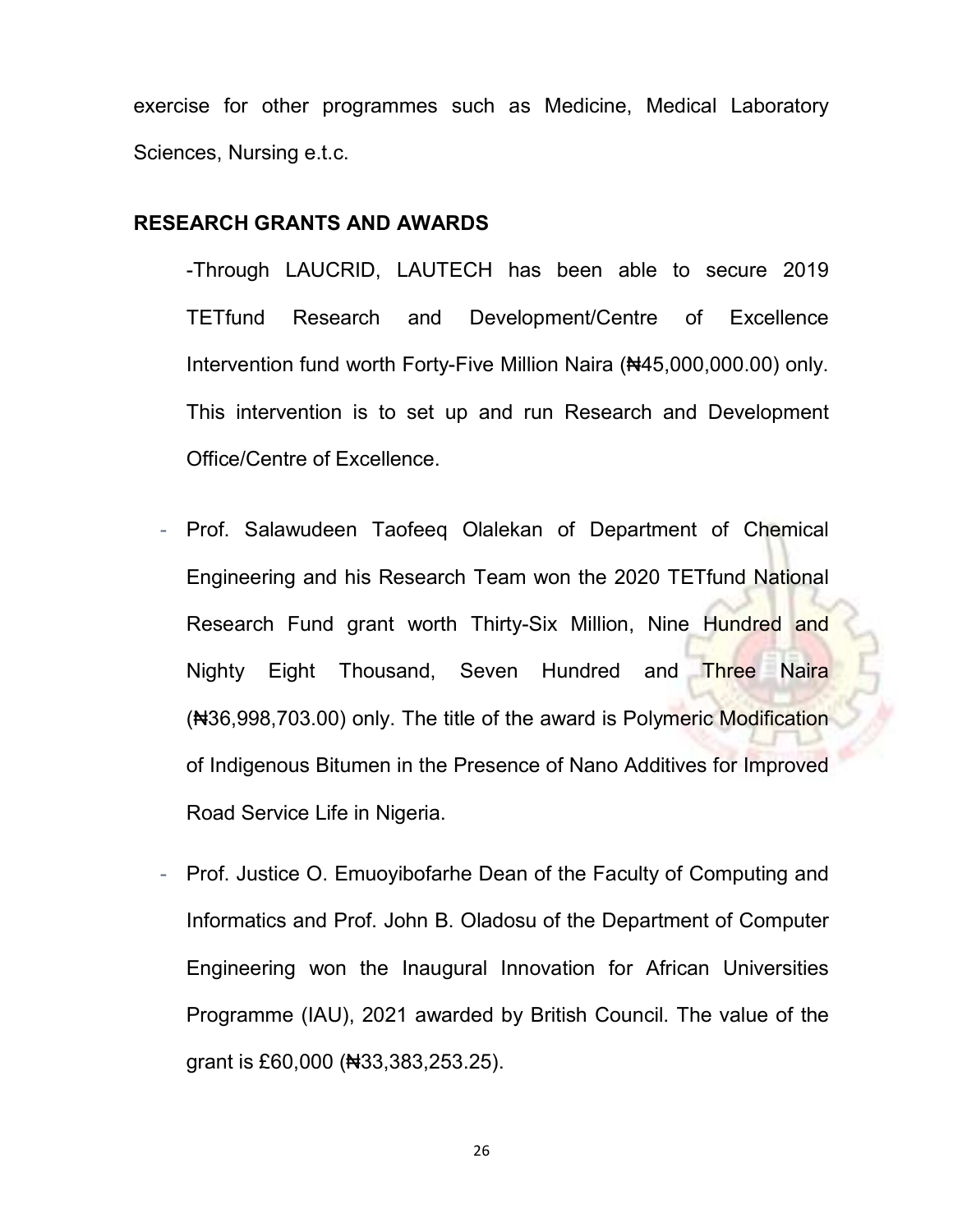exercise for other programmes such as Medicine, Medical Laboratory Sciences, Nursing e.t.c.

## RESEARCH GRANTS AND AWARDS

-Through LAUCRID, LAUTECH has been able to secure 2019 TETfund Research and Development/Centre of Excellence Intervention fund worth Forty-Five Million Naira (₦45,000,000.00) only. This intervention is to set up and run Research and Development Office/Centre of Excellence.

- Prof. Salawudeen Taofeeq Olalekan of Department of Chemical Engineering and his Research Team won the 2020 TETfund National Research Fund grant worth Thirty-Six Million, Nine Hundred and Nighty Eight Thousand, Seven Hundred and Three Naira (₦36,998,703.00) only. The title of the award is Polymeric Modification of Indigenous Bitumen in the Presence of Nano Additives for Improved Road Service Life in Nigeria.
- Prof. Justice O. Emuoyibofarhe Dean of the Faculty of Computing and Informatics and Prof. John B. Oladosu of the Department of Computer Engineering won the Inaugural Innovation for African Universities Programme (IAU), 2021 awarded by British Council. The value of the grant is £60,000 (₦33,383,253.25).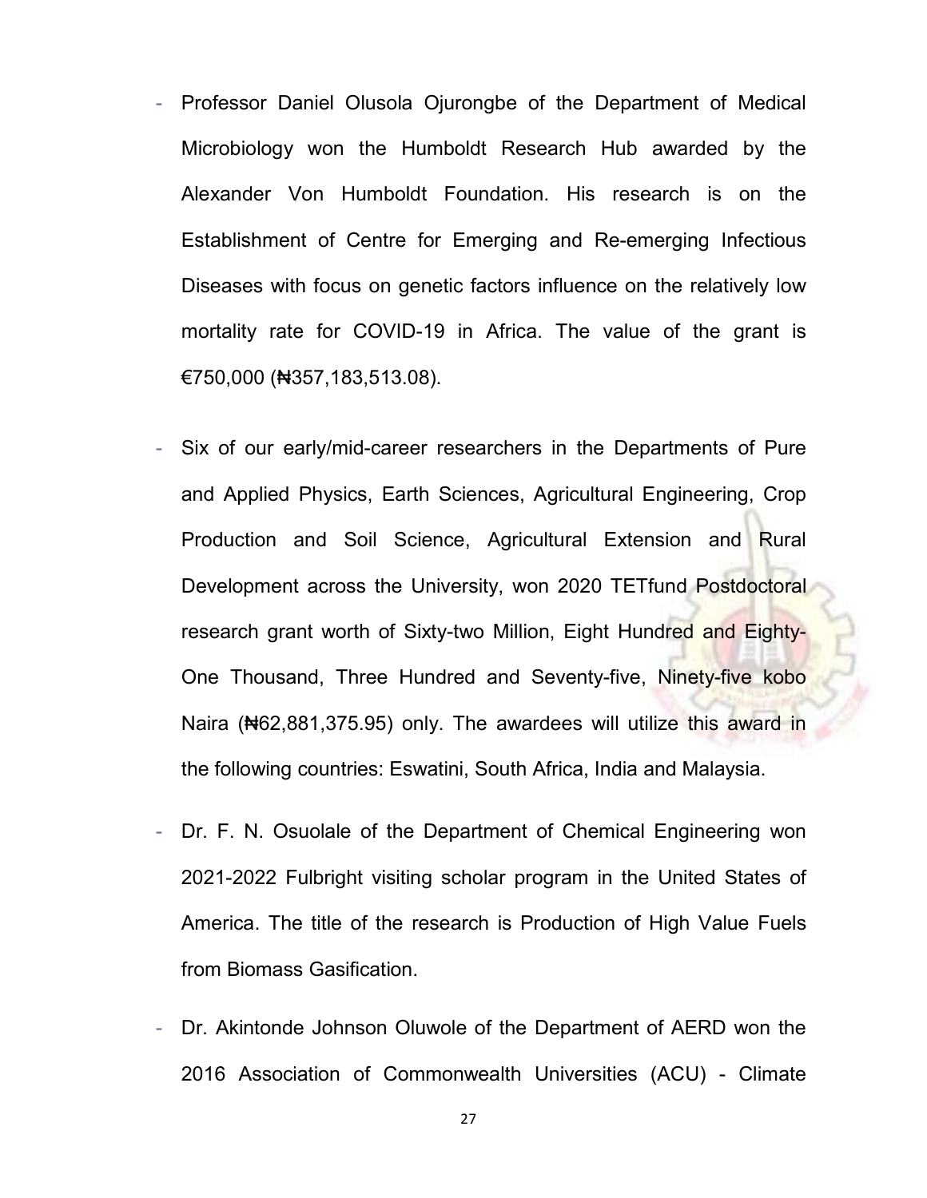- Professor Daniel Olusola Ojurongbe of the Department of Medical Microbiology won the Humboldt Research Hub awarded by the Alexander Von Humboldt Foundation. His research is on the Establishment of Centre for Emerging and Re-emerging Infectious Diseases with focus on genetic factors influence on the relatively low mortality rate for COVID-19 in Africa. The value of the grant is €750,000 (₦357,183,513.08).

- Six of our early/mid-career researchers in the Departments of Pure and Applied Physics, Earth Sciences, Agricultural Engineering, Crop Production and Soil Science, Agricultural Extension and Rural Development across the University, won 2020 TETfund Postdoctoral research grant worth of Sixty-two Million, Eight Hundred and Eighty-One Thousand, Three Hundred and Seventy-five, Ninety-five kobo Naira (₦62,881,375.95) only. The awardees will utilize this award in the following countries: Eswatini, South Africa, India and Malaysia.

- Dr. F. N. Osuolale of the Department of Chemical Engineering won 2021-2022 Fulbright visiting scholar program in the United States of America. The title of the research is Production of High Value Fuels from Biomass Gasification.

- Dr. Akintonde Johnson Oluwole of the Department of AERD won the 2016 Association of Commonwealth Universities (ACU) - Climate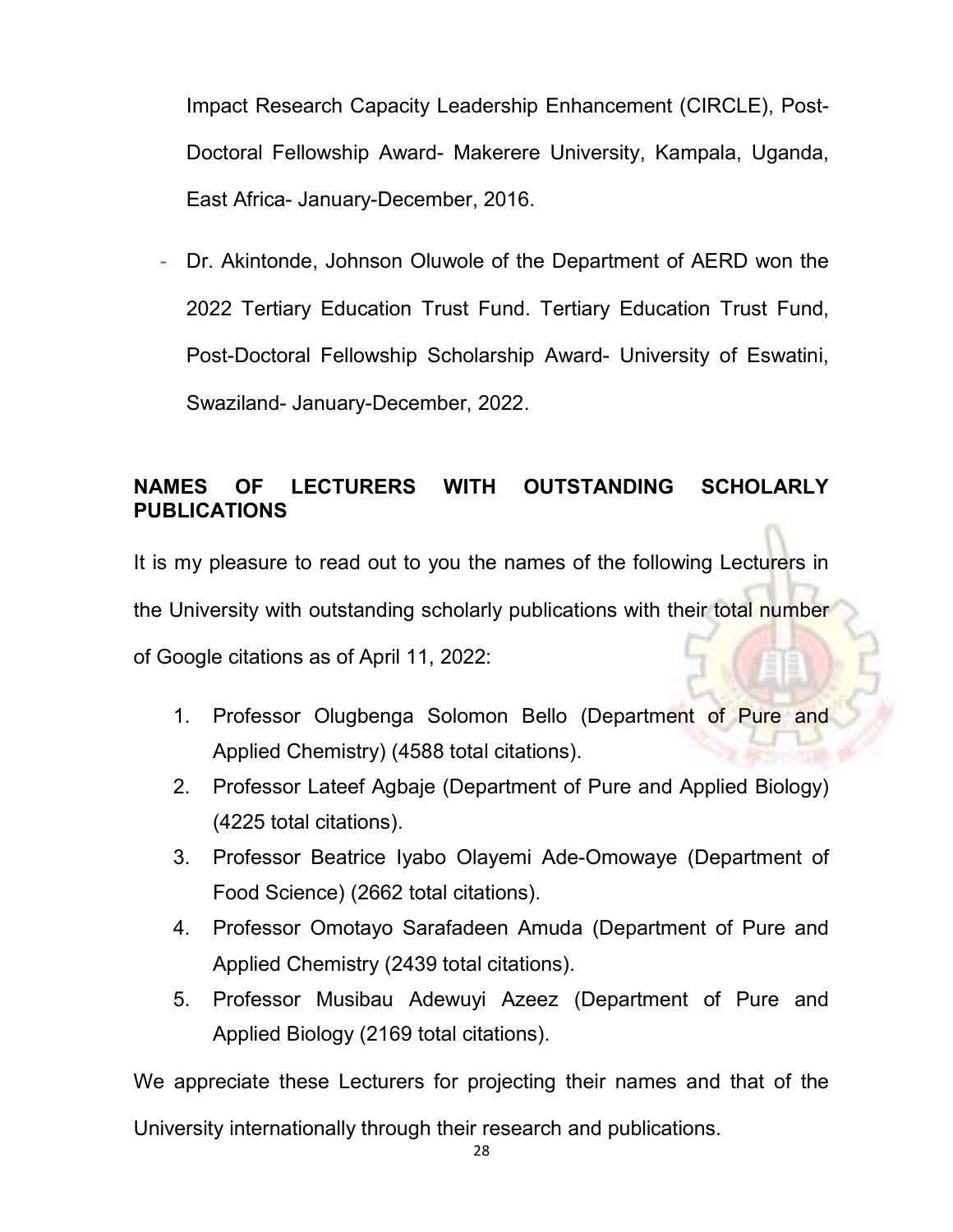Impact Research Capacity Leadership Enhancement (CIRCLE), Post-Doctoral Fellowship Award- Makerere University, Kampala, Uganda, East Africa- January-December, 2016.

- Dr. Akintonde, Johnson Oluwole of the Department of AERD won the 2022 Tertiary Education Trust Fund. Tertiary Education Trust Fund, Post-Doctoral Fellowship Scholarship Award- University of Eswatini, Swaziland- January-December, 2022.

**NAMES OF LECTURERS WITH OUTSTANDING SCHOLARLY PUBLICATIONS**

It is my pleasure to read out to you the names of the following Lecturers in the University with outstanding scholarly publications with their total number of Google citations as of April 11, 2022:

1. Professor Olugbenga Solomon Bello (Department of Pure and Applied Chemistry) (4588 total citations).
2. Professor Lateef Agbaje (Department of Pure and Applied Biology) (4225 total citations).
3. Professor Beatrice Iyabo Olayemi Ade-Omowaye (Department of Food Science) (2662 total citations).
4. Professor Omotayo Sarafadeen Amuda (Department of Pure and Applied Chemistry (2439 total citations).
5. Professor Musibau Adewuyi Azeez (Department of Pure and Applied Biology (2169 total citations).

We appreciate these Lecturers for projecting their names and that of the University internationally through their research and publications.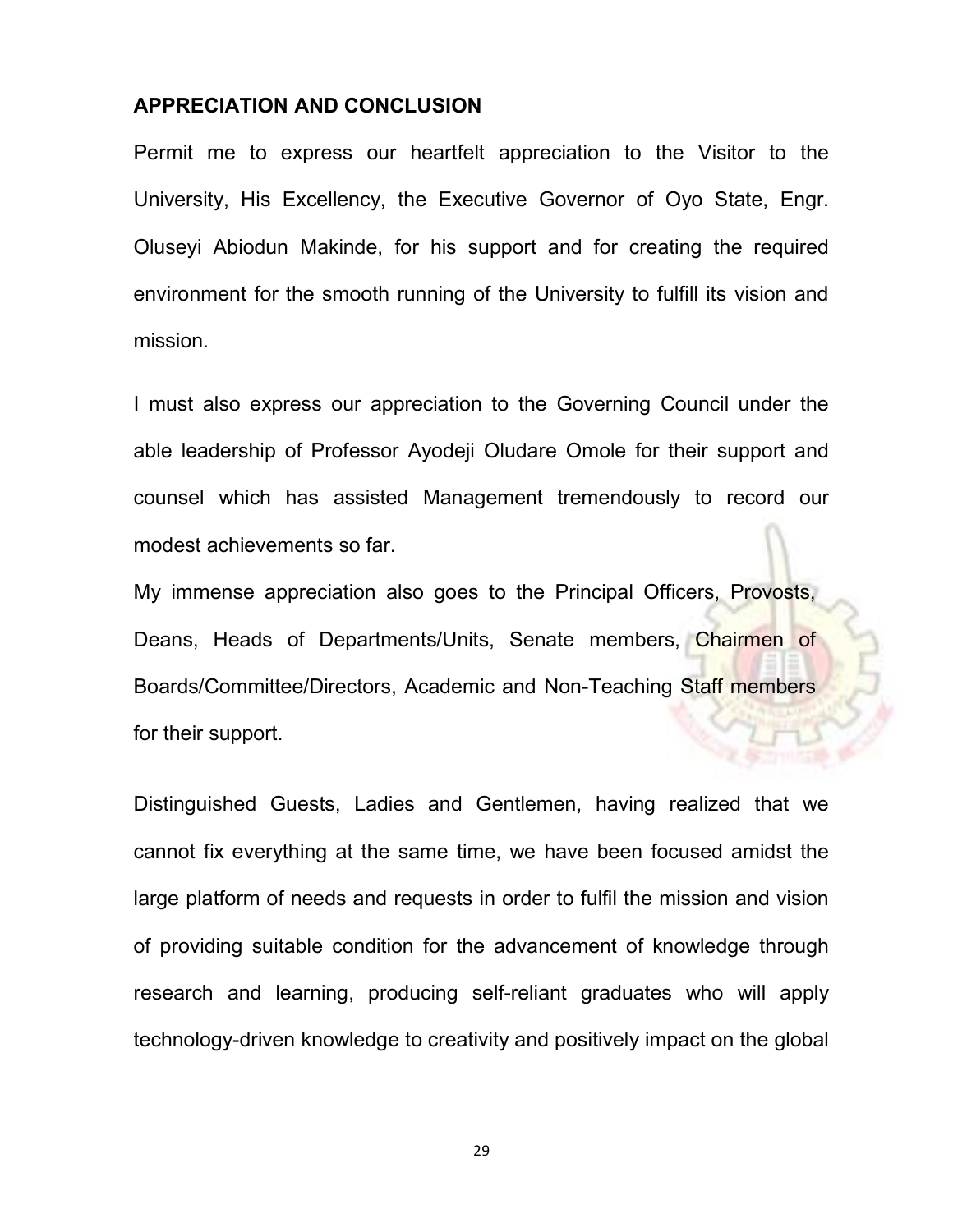## APPRECIATION AND CONCLUSION

Permit me to express our heartfelt appreciation to the Visitor to the University, His Excellency, the Executive Governor of Oyo State, Engr. Oluseyi Abiodun Makinde, for his support and for creating the required environment for the smooth running of the University to fulfill its vision and mission.

I must also express our appreciation to the Governing Council under the able leadership of Professor Ayodeji Oludare Omole for their support and counsel which has assisted Management tremendously to record our modest achievements so far.

My immense appreciation also goes to the Principal Officers, Provosts, Deans, Heads of Departments/Units, Senate members, Chairmen of Boards/Committee/Directors, Academic and Non-Teaching Staff members for their support.

Distinguished Guests, Ladies and Gentlemen, having realized that we cannot fix everything at the same time, we have been focused amidst the large platform of needs and requests in order to fulfil the mission and vision of providing suitable condition for the advancement of knowledge through research and learning, producing self-reliant graduates who will apply technology-driven knowledge to creativity and positively impact on the global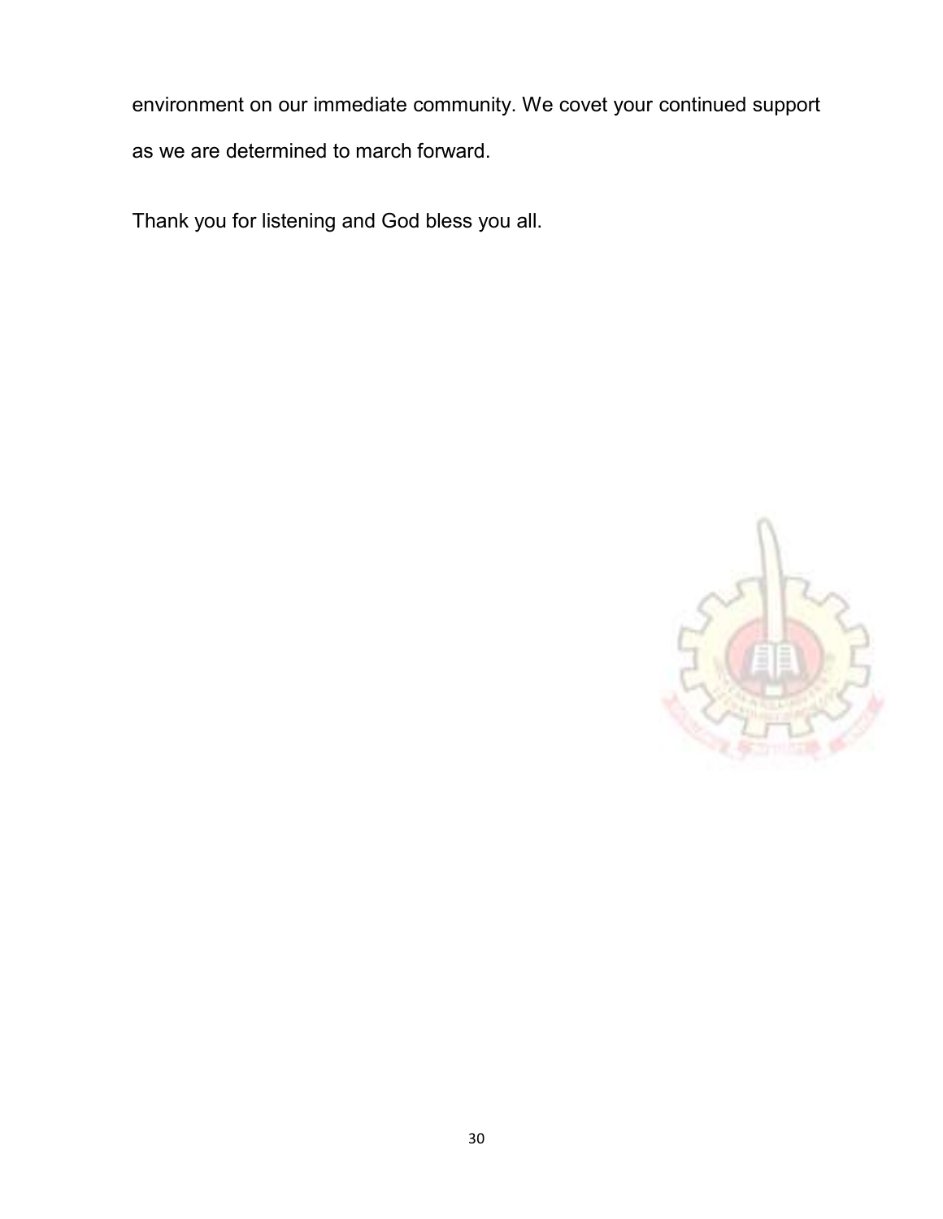environment on our immediate community. We covet your continued support as we are determined to march forward.

Thank you for listening and God bless you all.